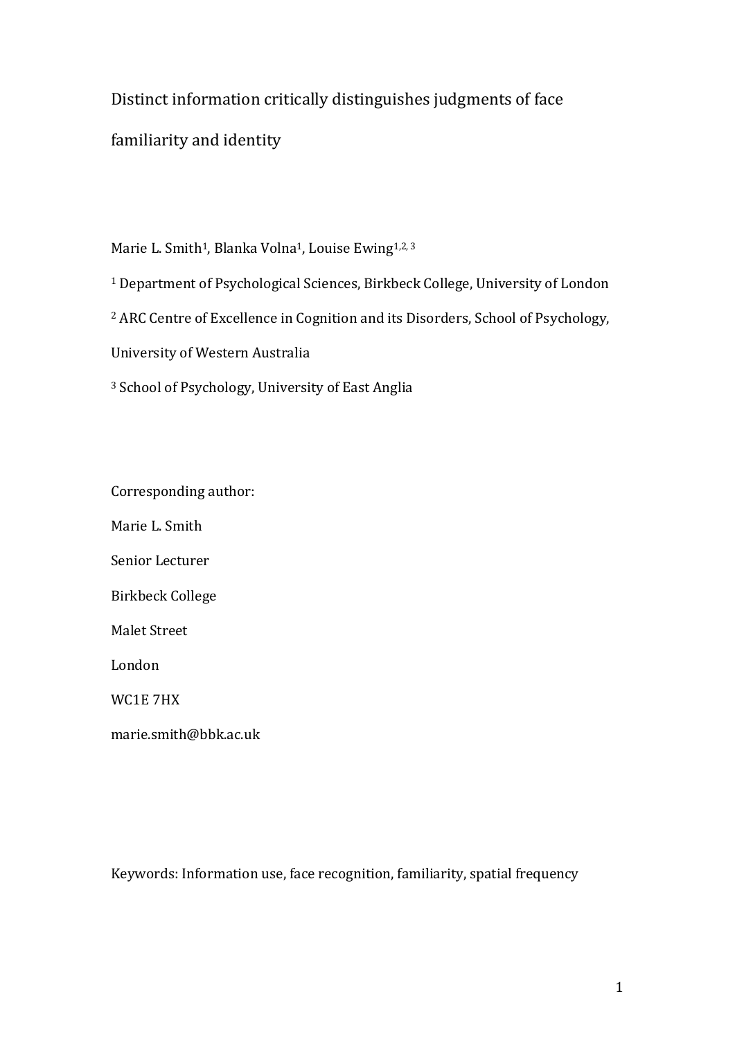# Distinct information critically distinguishes judgments of face familiarity and identity

Marie L. Smith[1], Blanka Volna[1], Louise Ewing[1,2,3]

[1] Department of Psychological Sciences, Birkbeck College, University of London

[2] ARC Centre of Excellence in Cognition and its Disorders, School of Psychology, University of Western Australia

[3] School of Psychology, University of East Anglia

Corresponding author:

Marie L. Smith

Senior Lecturer

Birkbeck College

Malet Street

London

WC1E 7HX

marie.smith@bbk.ac.uk

Keywords: Information use, face recognition, familiarity, spatial frequency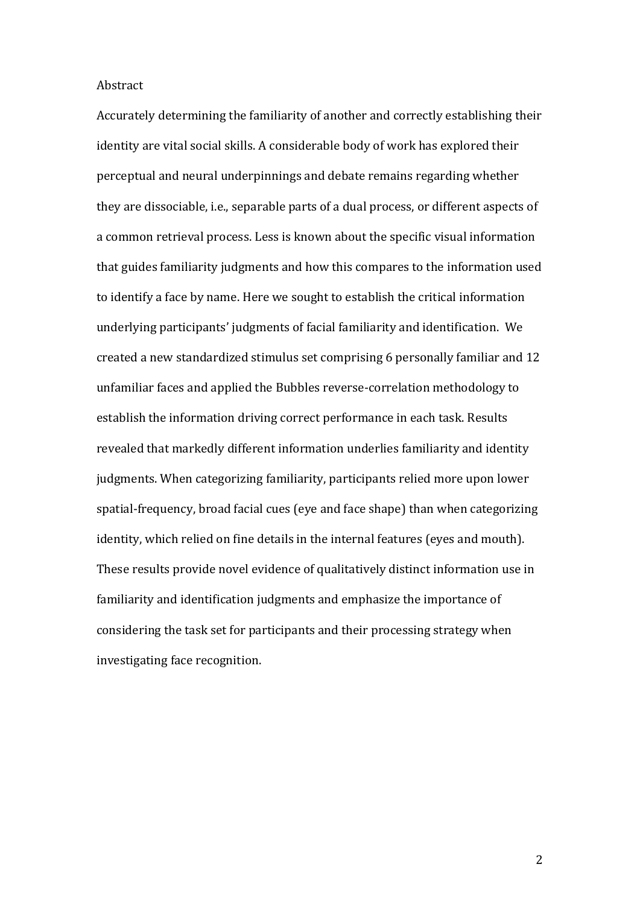## Abstract

Accurately determining the familiarity of another and correctly establishing their identity are vital social skills. A considerable body of work has explored their perceptual and neural underpinnings and debate remains regarding whether they are dissociable, i.e., separable parts of a dual process, or different aspects of a common retrieval process. Less is known about the specific visual information that guides familiarity judgments and how this compares to the information used to identify a face by name. Here we sought to establish the critical information underlying participants' judgments of facial familiarity and identification. We created a new standardized stimulus set comprising 6 personally familiar and 12 unfamiliar faces and applied the Bubbles reverse-correlation methodology to establish the information driving correct performance in each task. Results revealed that markedly different information underlies familiarity and identity judgments. When categorizing familiarity, participants relied more upon lower spatial-frequency, broad facial cues (eye and face shape) than when categorizing identity, which relied on fine details in the internal features (eyes and mouth). These results provide novel evidence of qualitatively distinct information use in familiarity and identification judgments and emphasize the importance of considering the task set for participants and their processing strategy when investigating face recognition.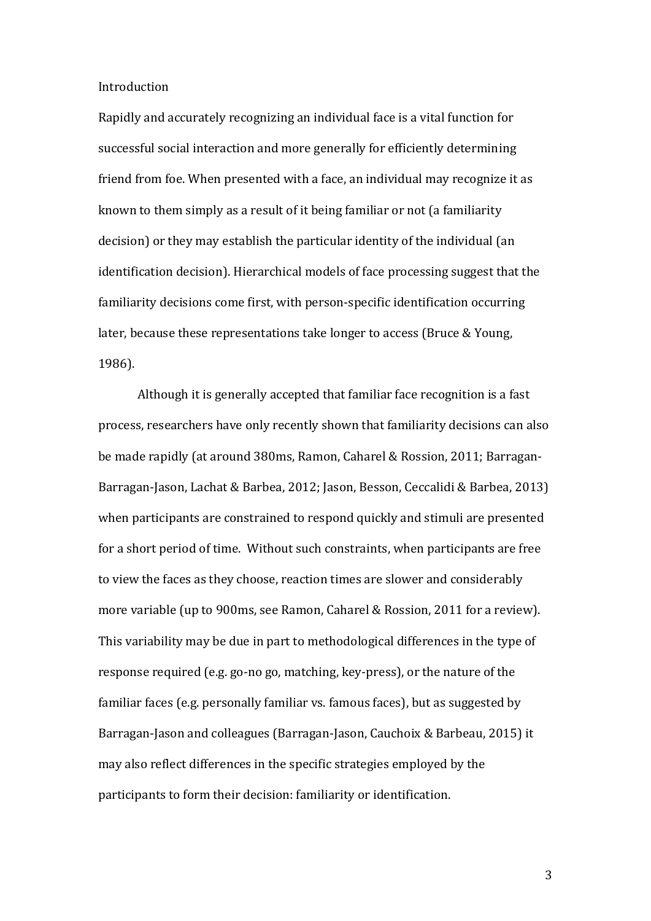# Introduction

Rapidly and accurately recognizing an individual face is a vital function for successful social interaction and more generally for efficiently determining friend from foe. When presented with a face, an individual may recognize it as known to them simply as a result of it being familiar or not (a familiarity decision) or they may establish the particular identity of the individual (an identification decision). Hierarchical models of face processing suggest that the familiarity decisions come first, with person-specific identification occurring later, because these representations take longer to access (Bruce & Young, 1986).

Although it is generally accepted that familiar face recognition is a fast process, researchers have only recently shown that familiarity decisions can also be made rapidly (at around 380ms, Ramon, Caharel & Rossion, 2011; Barragan-Barragan-Jason, Lachat & Barbea, 2012; Jason, Besson, Ceccalidi & Barbea, 2013) when participants are constrained to respond quickly and stimuli are presented for a short period of time. Without such constraints, when participants are free to view the faces as they choose, reaction times are slower and considerably more variable (up to 900ms, see Ramon, Caharel & Rossion, 2011 for a review). This variability may be due in part to methodological differences in the type of response required (e.g. go-no go, matching, key-press), or the nature of the familiar faces (e.g. personally familiar vs. famous faces), but as suggested by Barragan-Jason and colleagues (Barragan-Jason, Cauchoix & Barbeau, 2015) it may also reflect differences in the specific strategies employed by the participants to form their decision: familiarity or identification.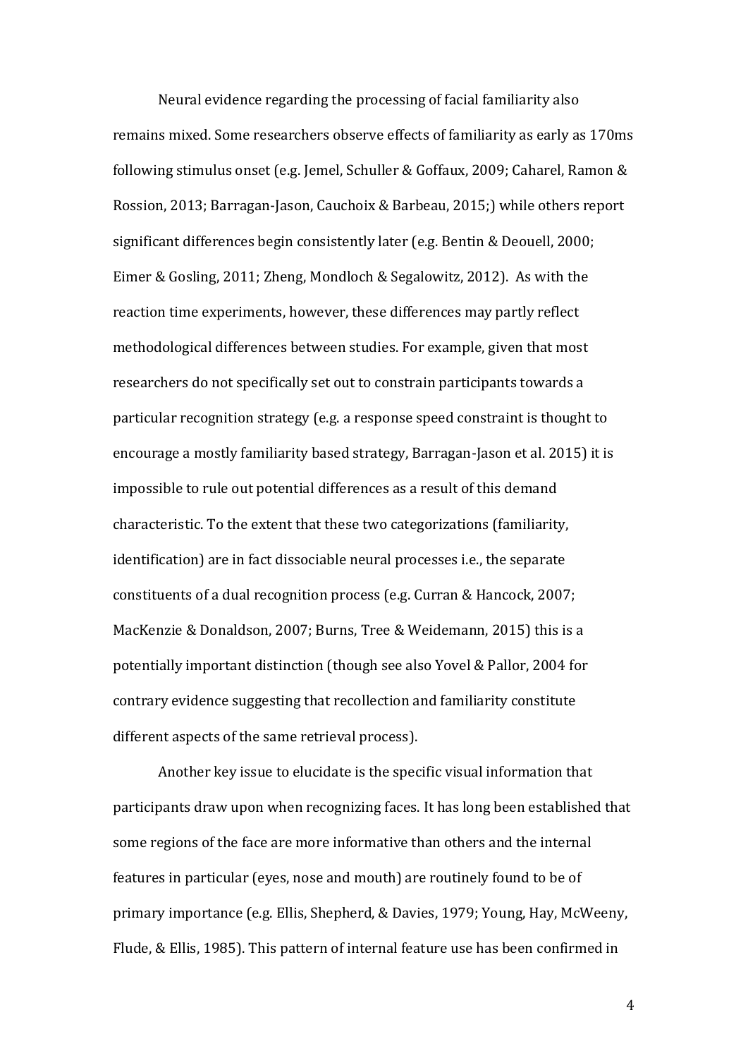Neural evidence regarding the processing of facial familiarity also remains mixed. Some researchers observe effects of familiarity as early as 170ms following stimulus onset (e.g. Jemel, Schuller & Goffaux, 2009; Caharel, Ramon & Rossion, 2013; Barragan-Jason, Cauchoix & Barbeau, 2015;) while others report significant differences begin consistently later (e.g. Bentin & Deouell, 2000; Eimer & Gosling, 2011; Zheng, Mondloch & Segalowitz, 2012). As with the reaction time experiments, however, these differences may partly reflect methodological differences between studies. For example, given that most researchers do not specifically set out to constrain participants towards a particular recognition strategy (e.g. a response speed constraint is thought to encourage a mostly familiarity based strategy, Barragan-Jason et al. 2015) it is impossible to rule out potential differences as a result of this demand characteristic. To the extent that these two categorizations (familiarity, identification) are in fact dissociable neural processes i.e., the separate constituents of a dual recognition process (e.g. Curran & Hancock, 2007; MacKenzie & Donaldson, 2007; Burns, Tree & Weidemann, 2015) this is a potentially important distinction (though see also Yovel & Pallor, 2004 for contrary evidence suggesting that recollection and familiarity constitute different aspects of the same retrieval process).

Another key issue to elucidate is the specific visual information that participants draw upon when recognizing faces. It has long been established that some regions of the face are more informative than others and the internal features in particular (eyes, nose and mouth) are routinely found to be of primary importance (e.g. Ellis, Shepherd, & Davies, 1979; Young, Hay, McWeeny, Flude, & Ellis, 1985). This pattern of internal feature use has been confirmed in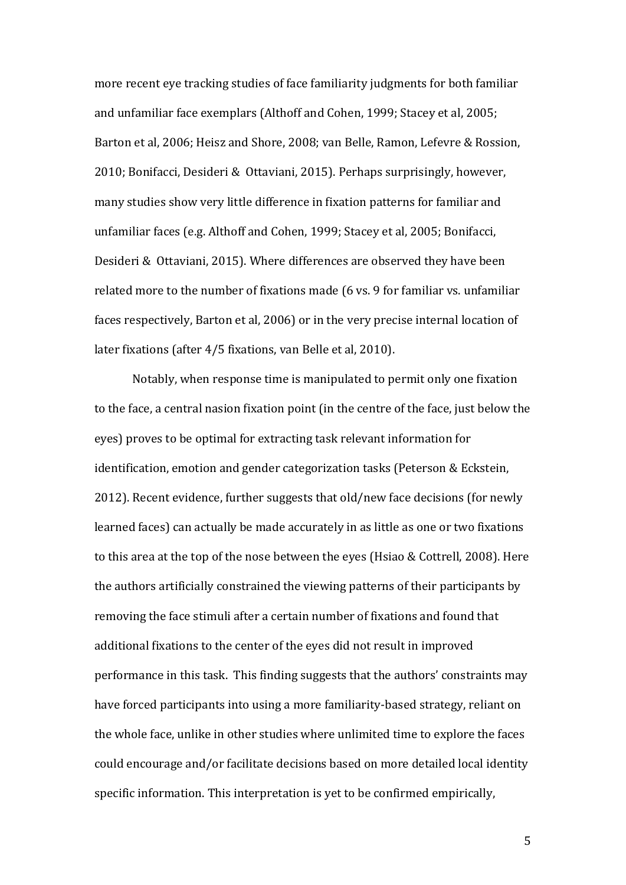more recent eye tracking studies of face familiarity judgments for both familiar and unfamiliar face exemplars (Althoff and Cohen, 1999; Stacey et al, 2005; Barton et al, 2006; Heisz and Shore, 2008; van Belle, Ramon, Lefevre & Rossion, 2010; Bonifacci, Desideri & Ottaviani, 2015). Perhaps surprisingly, however, many studies show very little difference in fixation patterns for familiar and unfamiliar faces (e.g. Althoff and Cohen, 1999; Stacey et al, 2005; Bonifacci, Desideri & Ottaviani, 2015). Where differences are observed they have been related more to the number of fixations made (6 vs. 9 for familiar vs. unfamiliar faces respectively, Barton et al, 2006) or in the very precise internal location of later fixations (after 4/5 fixations, van Belle et al, 2010).

Notably, when response time is manipulated to permit only one fixation to the face, a central nasion fixation point (in the centre of the face, just below the eyes) proves to be optimal for extracting task relevant information for identification, emotion and gender categorization tasks (Peterson & Eckstein, 2012). Recent evidence, further suggests that old/new face decisions (for newly learned faces) can actually be made accurately in as little as one or two fixations to this area at the top of the nose between the eyes (Hsiao & Cottrell, 2008). Here the authors artificially constrained the viewing patterns of their participants by removing the face stimuli after a certain number of fixations and found that additional fixations to the center of the eyes did not result in improved performance in this task. This finding suggests that the authors' constraints may have forced participants into using a more familiarity-based strategy, reliant on the whole face, unlike in other studies where unlimited time to explore the faces could encourage and/or facilitate decisions based on more detailed local identity specific information. This interpretation is yet to be confirmed empirically,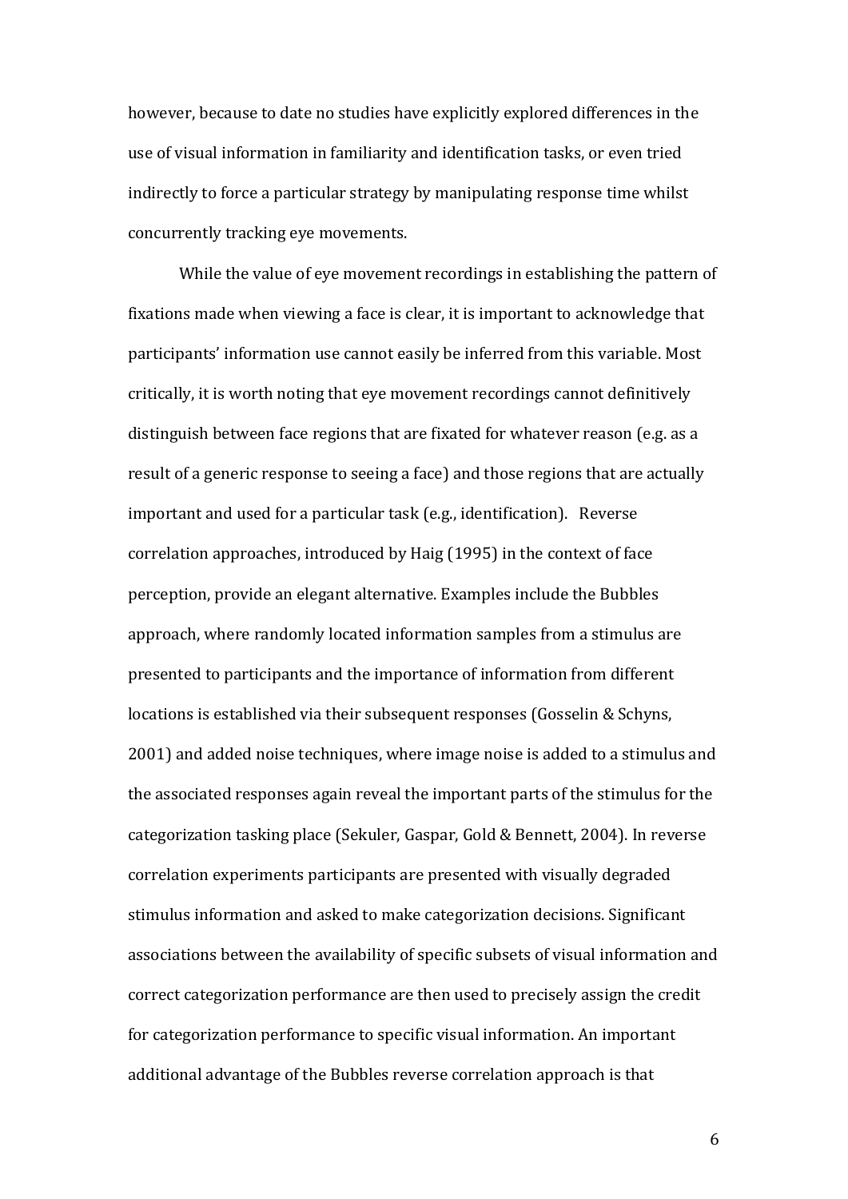however, because to date no studies have explicitly explored differences in the use of visual information in familiarity and identification tasks, or even tried indirectly to force a particular strategy by manipulating response time whilst concurrently tracking eye movements.

While the value of eye movement recordings in establishing the pattern of fixations made when viewing a face is clear, it is important to acknowledge that participants' information use cannot easily be inferred from this variable. Most critically, it is worth noting that eye movement recordings cannot definitively distinguish between face regions that are fixated for whatever reason (e.g. as a result of a generic response to seeing a face) and those regions that are actually important and used for a particular task (e.g., identification). Reverse correlation approaches, introduced by Haig (1995) in the context of face perception, provide an elegant alternative. Examples include the Bubbles approach, where randomly located information samples from a stimulus are presented to participants and the importance of information from different locations is established via their subsequent responses (Gosselin & Schyns, 2001) and added noise techniques, where image noise is added to a stimulus and the associated responses again reveal the important parts of the stimulus for the categorization tasking place (Sekuler, Gaspar, Gold & Bennett, 2004). In reverse correlation experiments participants are presented with visually degraded stimulus information and asked to make categorization decisions. Significant associations between the availability of specific subsets of visual information and correct categorization performance are then used to precisely assign the credit for categorization performance to specific visual information. An important additional advantage of the Bubbles reverse correlation approach is that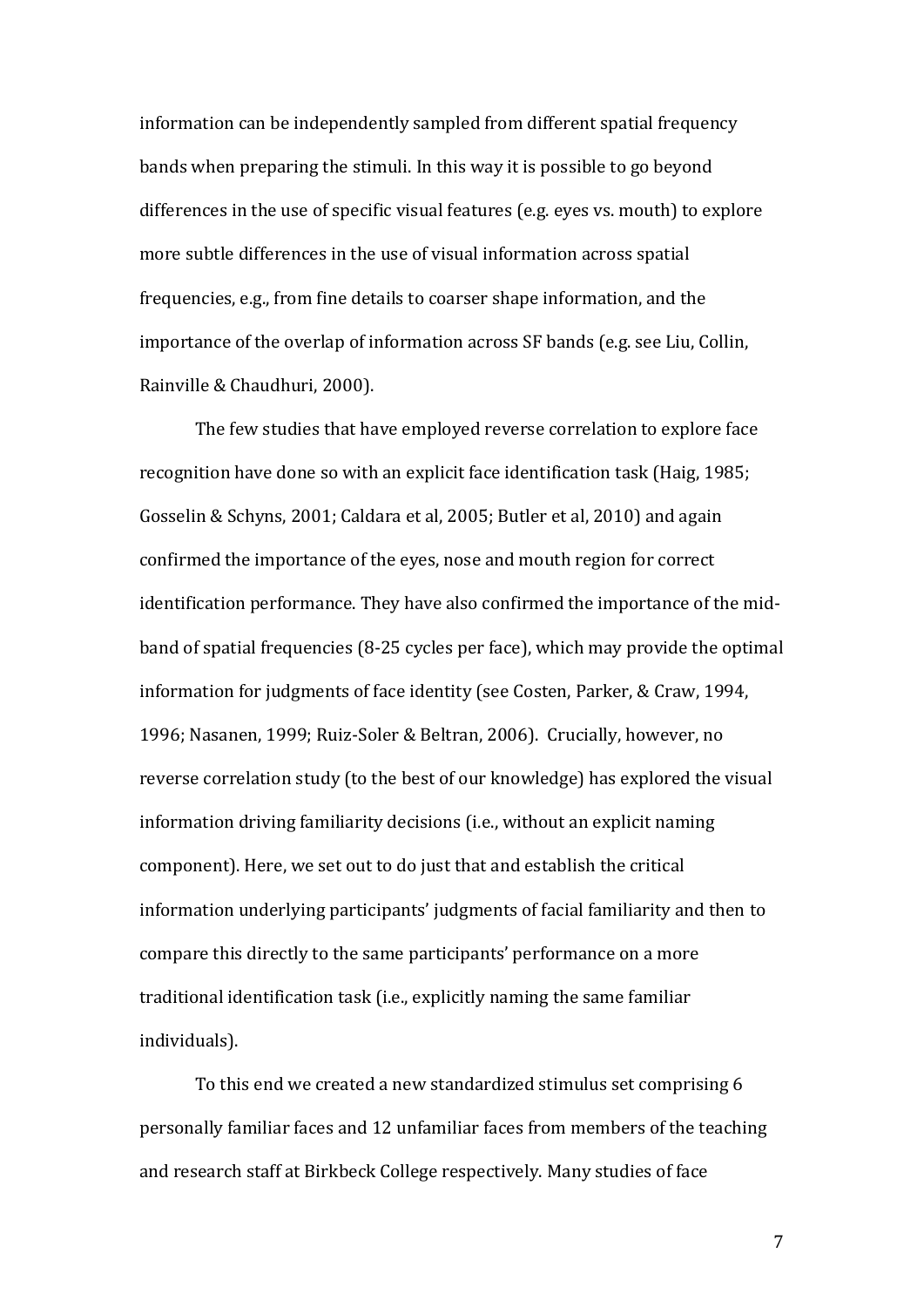information can be independently sampled from different spatial frequency bands when preparing the stimuli. In this way it is possible to go beyond differences in the use of specific visual features (e.g. eyes vs. mouth) to explore more subtle differences in the use of visual information across spatial frequencies, e.g., from fine details to coarser shape information, and the importance of the overlap of information across SF bands (e.g. see Liu, Collin, Rainville & Chaudhuri, 2000).

The few studies that have employed reverse correlation to explore face recognition have done so with an explicit face identification task (Haig, 1985; Gosselin & Schyns, 2001; Caldara et al, 2005; Butler et al, 2010) and again confirmed the importance of the eyes, nose and mouth region for correct identification performance. They have also confirmed the importance of the mid-band of spatial frequencies (8-25 cycles per face), which may provide the optimal information for judgments of face identity (see Costen, Parker, & Craw, 1994, 1996; Nasanen, 1999; Ruiz-Soler & Beltran, 2006). Crucially, however, no reverse correlation study (to the best of our knowledge) has explored the visual information driving familiarity decisions (i.e., without an explicit naming component). Here, we set out to do just that and establish the critical information underlying participants' judgments of facial familiarity and then to compare this directly to the same participants' performance on a more traditional identification task (i.e., explicitly naming the same familiar individuals).

To this end we created a new standardized stimulus set comprising 6 personally familiar faces and 12 unfamiliar faces from members of the teaching and research staff at Birkbeck College respectively. Many studies of face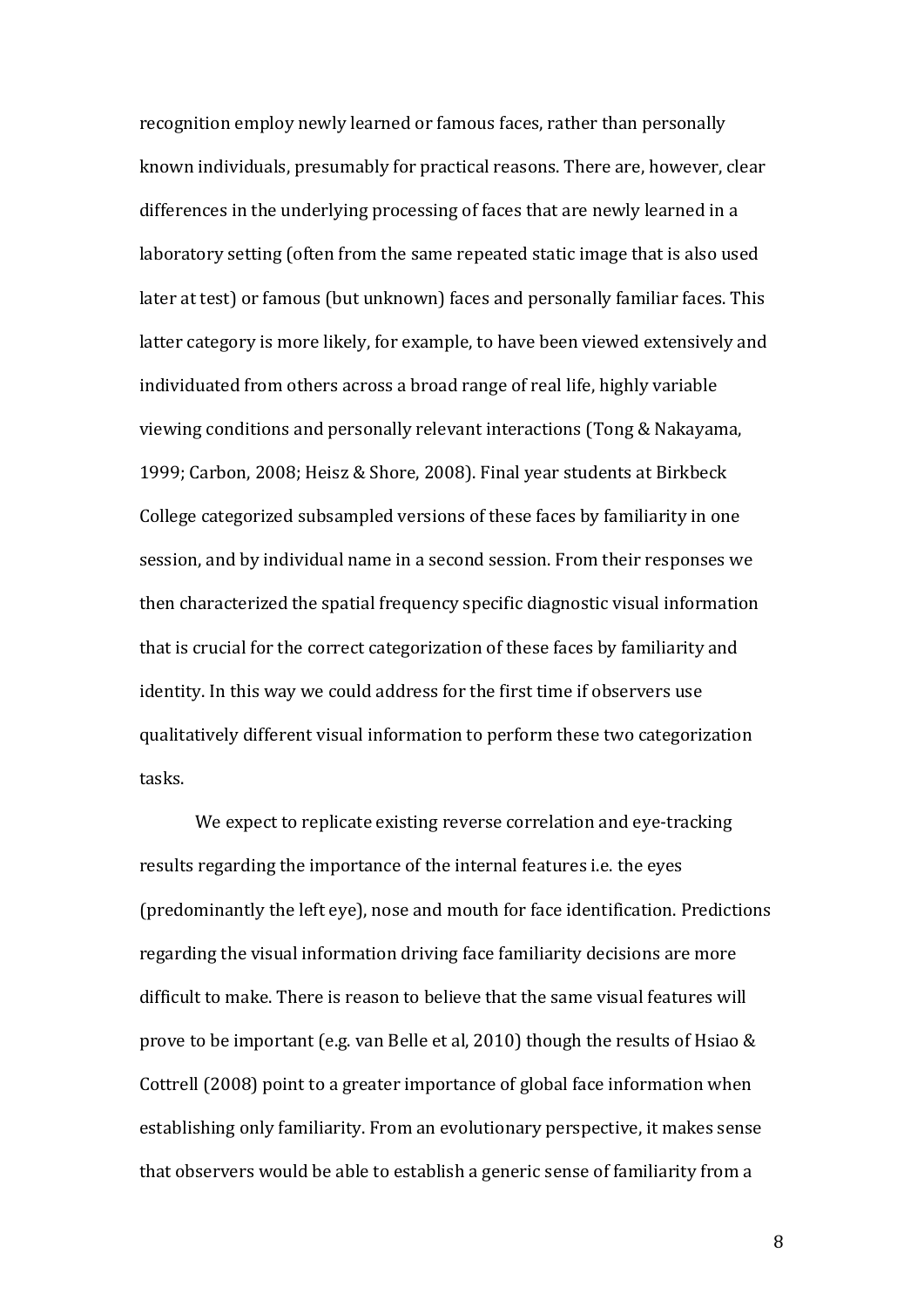recognition employ newly learned or famous faces, rather than personally known individuals, presumably for practical reasons. There are, however, clear differences in the underlying processing of faces that are newly learned in a laboratory setting (often from the same repeated static image that is also used later at test) or famous (but unknown) faces and personally familiar faces. This latter category is more likely, for example, to have been viewed extensively and individuated from others across a broad range of real life, highly variable viewing conditions and personally relevant interactions (Tong & Nakayama, 1999; Carbon, 2008; Heisz & Shore, 2008). Final year students at Birkbeck College categorized subsampled versions of these faces by familiarity in one session, and by individual name in a second session. From their responses we then characterized the spatial frequency specific diagnostic visual information that is crucial for the correct categorization of these faces by familiarity and identity. In this way we could address for the first time if observers use qualitatively different visual information to perform these two categorization tasks.

We expect to replicate existing reverse correlation and eye-tracking results regarding the importance of the internal features i.e. the eyes (predominantly the left eye), nose and mouth for face identification. Predictions regarding the visual information driving face familiarity decisions are more difficult to make. There is reason to believe that the same visual features will prove to be important (e.g. van Belle et al, 2010) though the results of Hsiao & Cottrell (2008) point to a greater importance of global face information when establishing only familiarity. From an evolutionary perspective, it makes sense that observers would be able to establish a generic sense of familiarity from a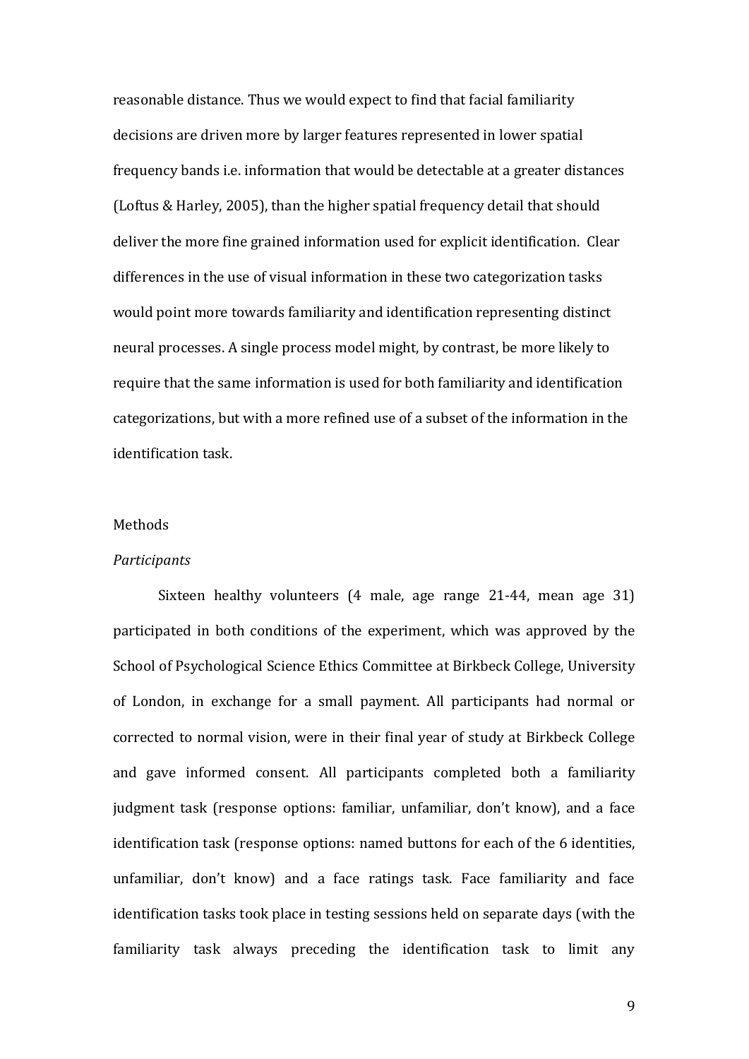reasonable distance. Thus we would expect to find that facial familiarity decisions are driven more by larger features represented in lower spatial frequency bands i.e. information that would be detectable at a greater distances (Loftus & Harley, 2005), than the higher spatial frequency detail that should deliver the more fine grained information used for explicit identification. Clear differences in the use of visual information in these two categorization tasks would point more towards familiarity and identification representing distinct neural processes. A single process model might, by contrast, be more likely to require that the same information is used for both familiarity and identification categorizations, but with a more refined use of a subset of the information in the identification task.

## Methods

### *Participants*

Sixteen healthy volunteers (4 male, age range 21-44, mean age 31) participated in both conditions of the experiment, which was approved by the School of Psychological Science Ethics Committee at Birkbeck College, University of London, in exchange for a small payment. All participants had normal or corrected to normal vision, were in their final year of study at Birkbeck College and gave informed consent. All participants completed both a familiarity judgment task (response options: familiar, unfamiliar, don't know), and a face identification task (response options: named buttons for each of the 6 identities, unfamiliar, don't know) and a face ratings task. Face familiarity and face identification tasks took place in testing sessions held on separate days (with the familiarity task always preceding the identification task to limit any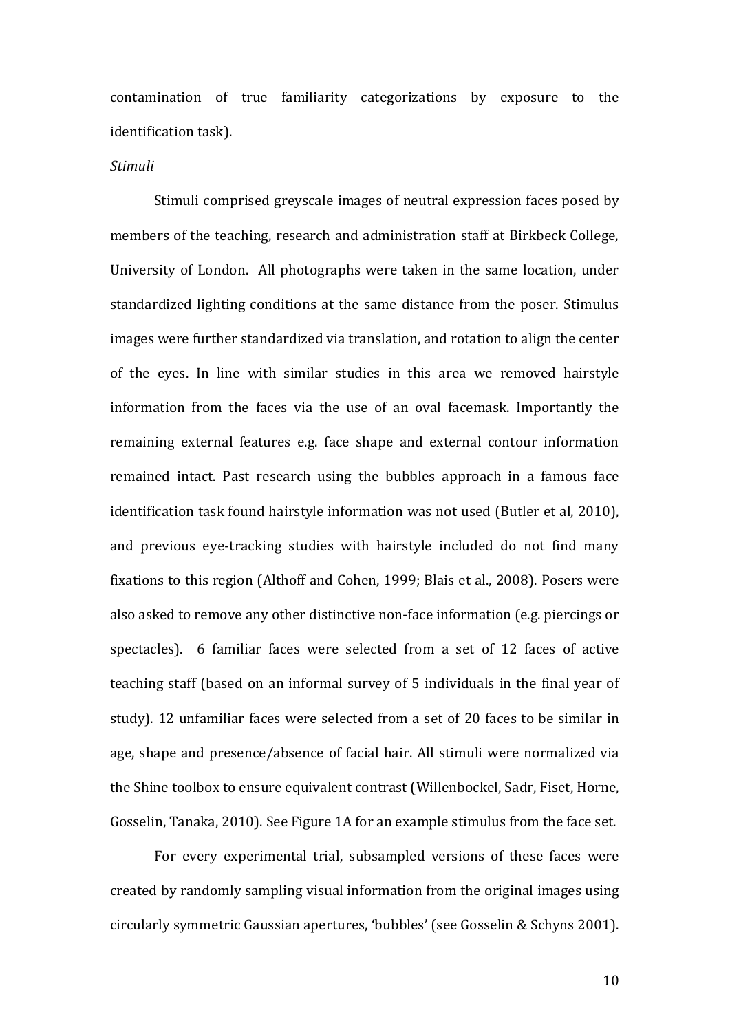contamination of true familiarity categorizations by exposure to the identification task).

*Stimuli*

Stimuli comprised greyscale images of neutral expression faces posed by members of the teaching, research and administration staff at Birkbeck College, University of London. All photographs were taken in the same location, under standardized lighting conditions at the same distance from the poser. Stimulus images were further standardized via translation, and rotation to align the center of the eyes. In line with similar studies in this area we removed hairstyle information from the faces via the use of an oval facemask. Importantly the remaining external features e.g. face shape and external contour information remained intact. Past research using the bubbles approach in a famous face identification task found hairstyle information was not used (Butler et al, 2010), and previous eye-tracking studies with hairstyle included do not find many fixations to this region (Althoff and Cohen, 1999; Blais et al., 2008). Posers were also asked to remove any other distinctive non-face information (e.g. piercings or spectacles). 6 familiar faces were selected from a set of 12 faces of active teaching staff (based on an informal survey of 5 individuals in the final year of study). 12 unfamiliar faces were selected from a set of 20 faces to be similar in age, shape and presence/absence of facial hair. All stimuli were normalized via the Shine toolbox to ensure equivalent contrast (Willenbockel, Sadr, Fiset, Horne, Gosselin, Tanaka, 2010). See Figure 1A for an example stimulus from the face set.

For every experimental trial, subsampled versions of these faces were created by randomly sampling visual information from the original images using circularly symmetric Gaussian apertures, 'bubbles' (see Gosselin & Schyns 2001).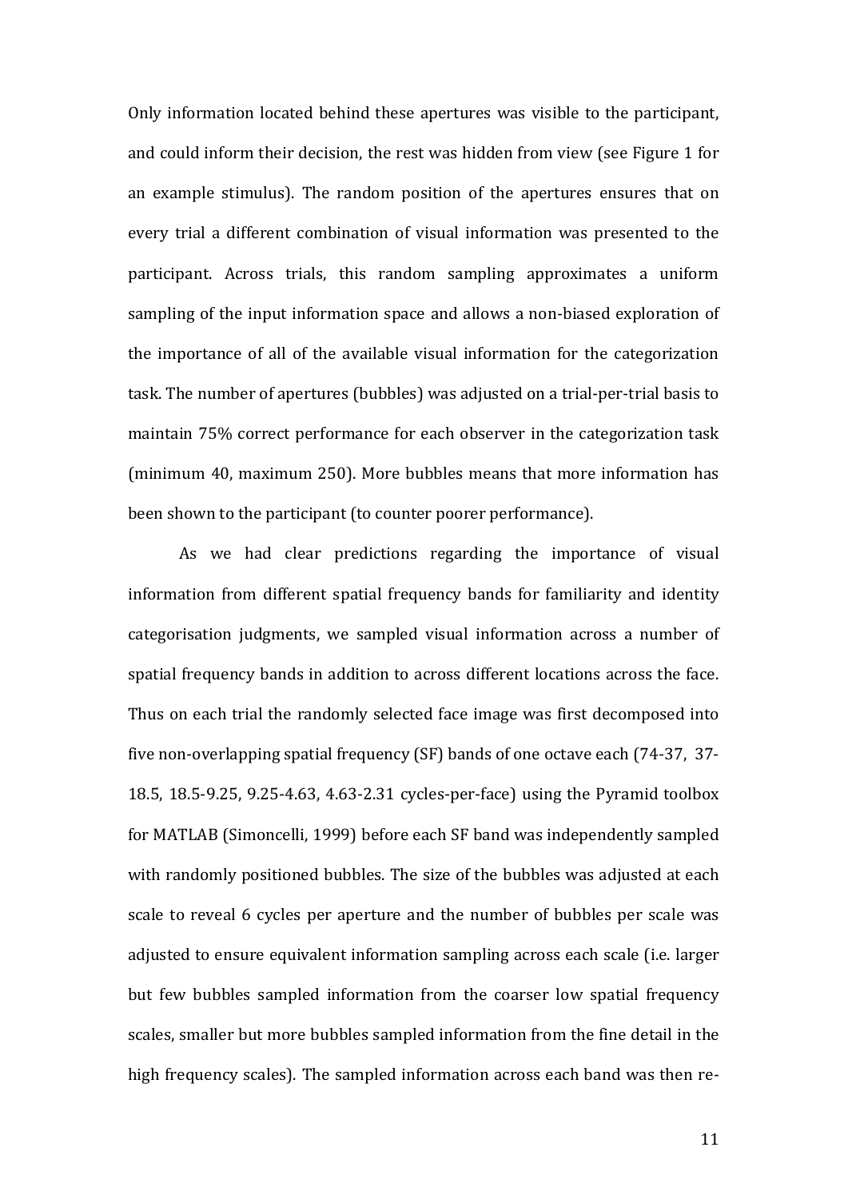Only information located behind these apertures was visible to the participant, and could inform their decision, the rest was hidden from view (see Figure 1 for an example stimulus). The random position of the apertures ensures that on every trial a different combination of visual information was presented to the participant. Across trials, this random sampling approximates a uniform sampling of the input information space and allows a non-biased exploration of the importance of all of the available visual information for the categorization task. The number of apertures (bubbles) was adjusted on a trial-per-trial basis to maintain 75% correct performance for each observer in the categorization task (minimum 40, maximum 250). More bubbles means that more information has been shown to the participant (to counter poorer performance).

As we had clear predictions regarding the importance of visual information from different spatial frequency bands for familiarity and identity categorisation judgments, we sampled visual information across a number of spatial frequency bands in addition to across different locations across the face. Thus on each trial the randomly selected face image was first decomposed into five non-overlapping spatial frequency (SF) bands of one octave each (74-37, 37-18.5, 18.5-9.25, 9.25-4.63, 4.63-2.31 cycles-per-face) using the Pyramid toolbox for MATLAB (Simoncelli, 1999) before each SF band was independently sampled with randomly positioned bubbles. The size of the bubbles was adjusted at each scale to reveal 6 cycles per aperture and the number of bubbles per scale was adjusted to ensure equivalent information sampling across each scale (i.e. larger but few bubbles sampled information from the coarser low spatial frequency scales, smaller but more bubbles sampled information from the fine detail in the high frequency scales). The sampled information across each band was then re-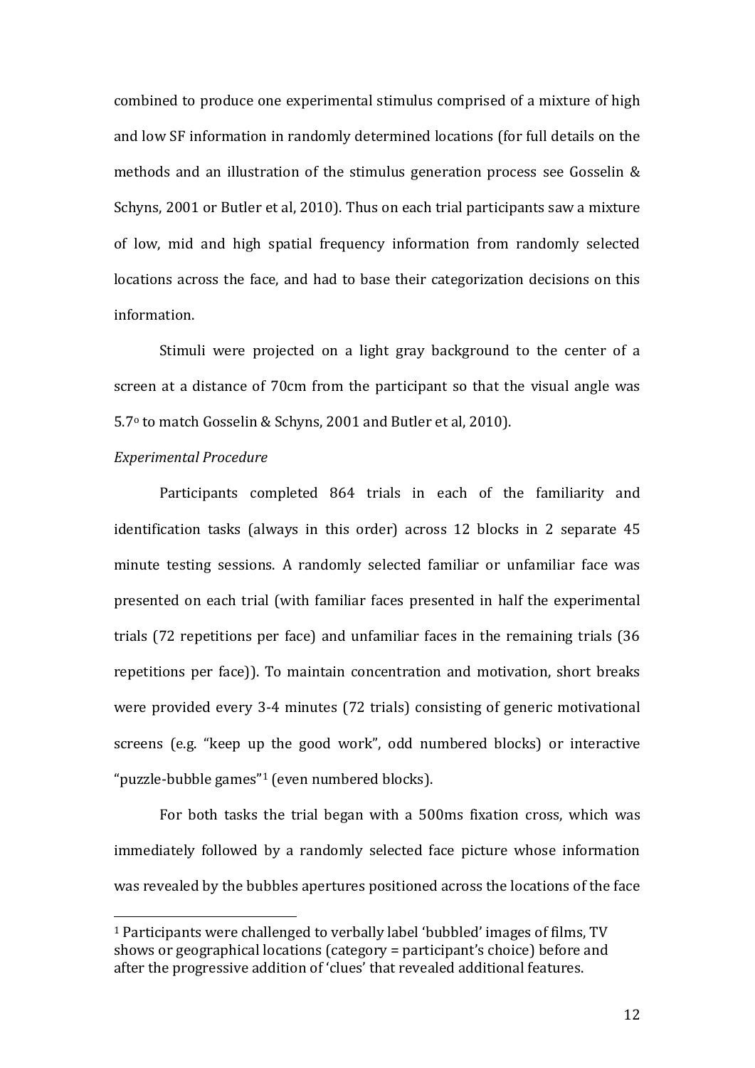combined to produce one experimental stimulus comprised of a mixture of high and low SF information in randomly determined locations (for full details on the methods and an illustration of the stimulus generation process see Gosselin & Schyns, 2001 or Butler et al, 2010). Thus on each trial participants saw a mixture of low, mid and high spatial frequency information from randomly selected locations across the face, and had to base their categorization decisions on this information.

Stimuli were projected on a light gray background to the center of a screen at a distance of 70cm from the participant so that the visual angle was 5.7$^{o}$ to match Gosselin & Schyns, 2001 and Butler et al, 2010).

*Experimental Procedure*

Participants completed 864 trials in each of the familiarity and identification tasks (always in this order) across 12 blocks in 2 separate 45 minute testing sessions. A randomly selected familiar or unfamiliar face was presented on each trial (with familiar faces presented in half the experimental trials (72 repetitions per face) and unfamiliar faces in the remaining trials (36 repetitions per face)). To maintain concentration and motivation, short breaks were provided every 3-4 minutes (72 trials) consisting of generic motivational screens (e.g. "keep up the good work", odd numbered blocks) or interactive "puzzle-bubble games"[1] (even numbered blocks).

For both tasks the trial began with a 500ms fixation cross, which was immediately followed by a randomly selected face picture whose information was revealed by the bubbles apertures positioned across the locations of the face

[1] Participants were challenged to verbally label 'bubbled' images of films, TV shows or geographical locations (category = participant's choice) before and after the progressive addition of 'clues' that revealed additional features.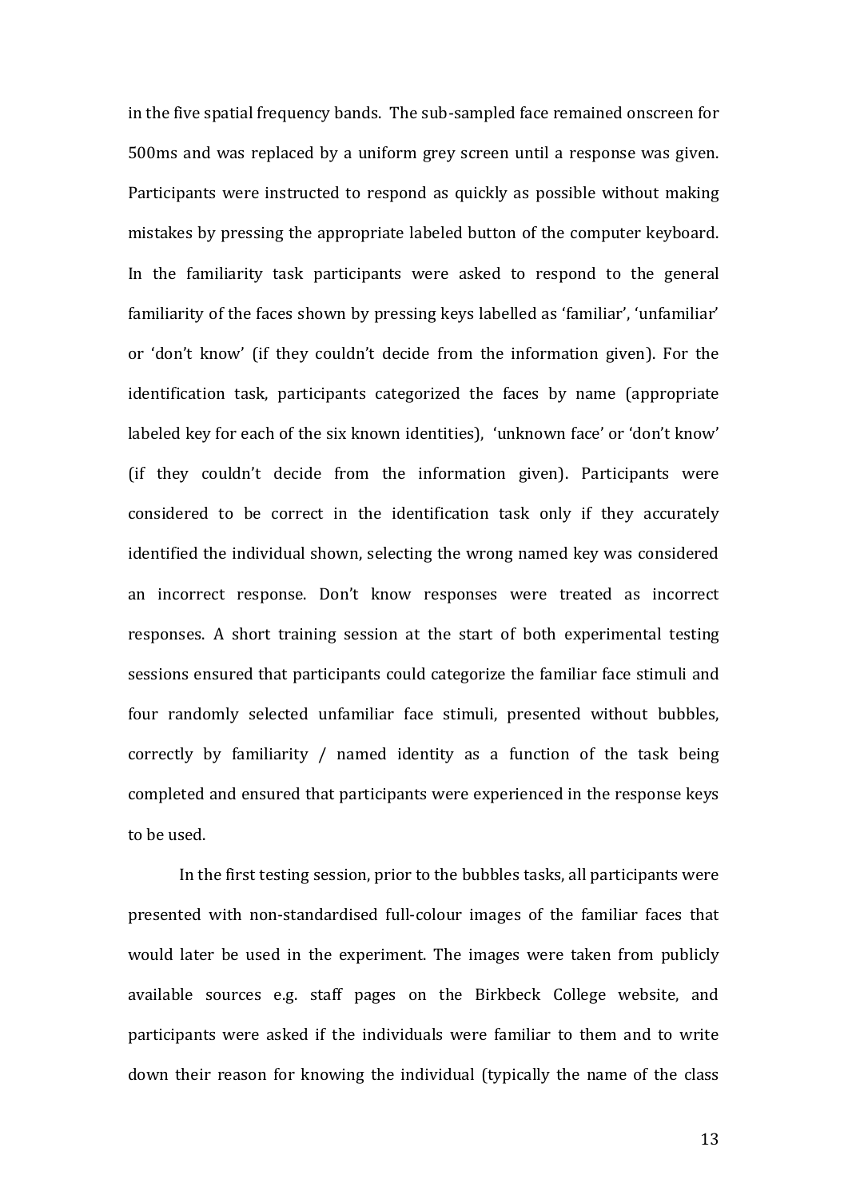in the five spatial frequency bands. The sub-sampled face remained onscreen for 500ms and was replaced by a uniform grey screen until a response was given. Participants were instructed to respond as quickly as possible without making mistakes by pressing the appropriate labeled button of the computer keyboard. In the familiarity task participants were asked to respond to the general familiarity of the faces shown by pressing keys labelled as 'familiar', 'unfamiliar' or 'don't know' (if they couldn't decide from the information given). For the identification task, participants categorized the faces by name (appropriate labeled key for each of the six known identities), 'unknown face' or 'don't know' (if they couldn't decide from the information given). Participants were considered to be correct in the identification task only if they accurately identified the individual shown, selecting the wrong named key was considered an incorrect response. Don't know responses were treated as incorrect responses. A short training session at the start of both experimental testing sessions ensured that participants could categorize the familiar face stimuli and four randomly selected unfamiliar face stimuli, presented without bubbles, correctly by familiarity / named identity as a function of the task being completed and ensured that participants were experienced in the response keys to be used.

In the first testing session, prior to the bubbles tasks, all participants were presented with non-standardised full-colour images of the familiar faces that would later be used in the experiment. The images were taken from publicly available sources e.g. staff pages on the Birkbeck College website, and participants were asked if the individuals were familiar to them and to write down their reason for knowing the individual (typically the name of the class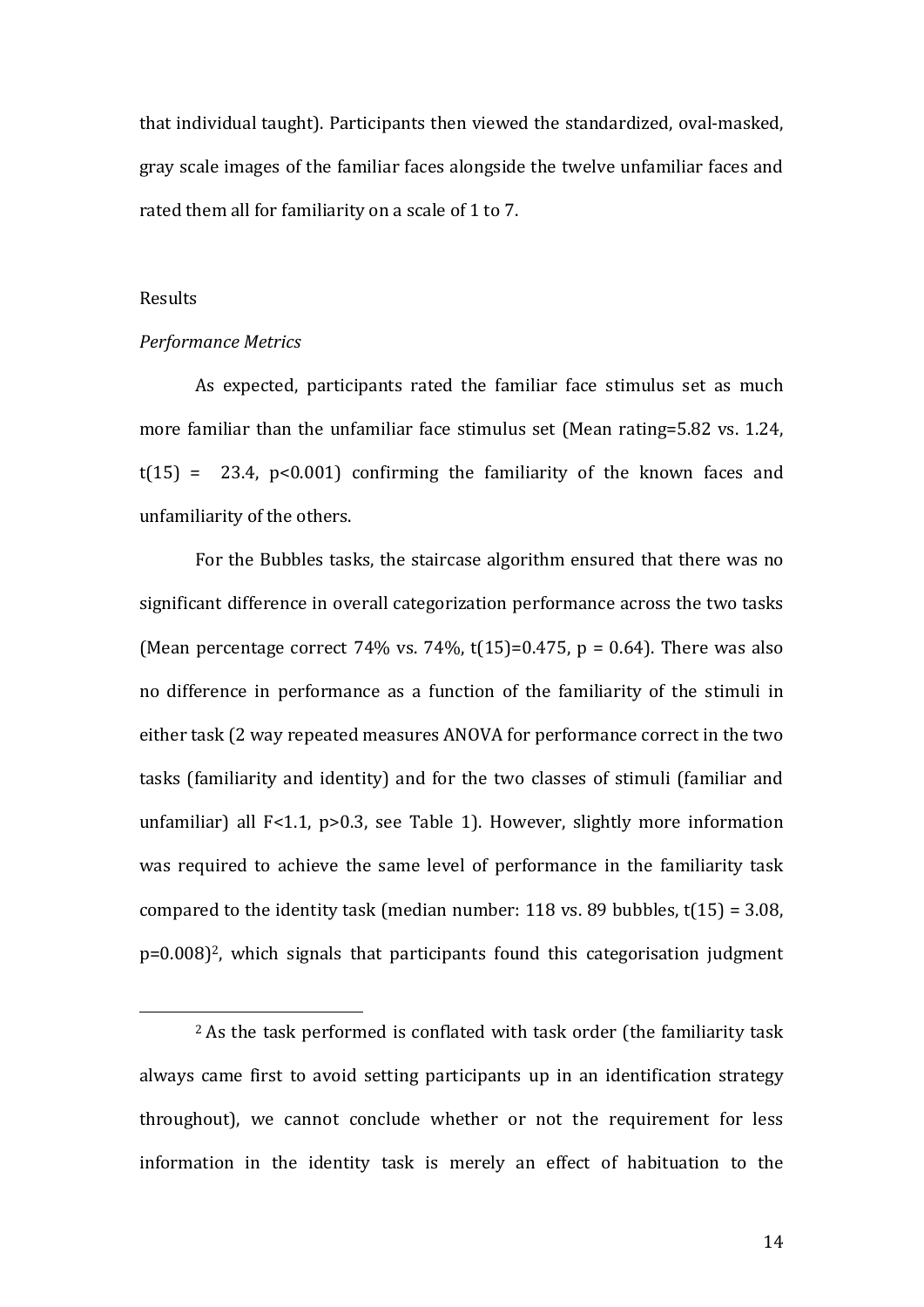that individual taught). Participants then viewed the standardized, oval-masked, gray scale images of the familiar faces alongside the twelve unfamiliar faces and rated them all for familiarity on a scale of 1 to 7.

## Results

### *Performance Metrics*

As expected, participants rated the familiar face stimulus set as much more familiar than the unfamiliar face stimulus set (Mean rating=5.82 vs. 1.24, $t(15) = 23.4$, $p<0.001$) confirming the familiarity of the known faces and unfamiliarity of the others.

For the Bubbles tasks, the staircase algorithm ensured that there was no significant difference in overall categorization performance across the two tasks (Mean percentage correct 74% vs. 74%, $t(15)=0.475$, $p = 0.64$). There was also no difference in performance as a function of the familiarity of the stimuli in either task (2 way repeated measures ANOVA for performance correct in the two tasks (familiarity and identity) and for the two classes of stimuli (familiar and unfamiliar) all $F<1.1$, $p>0.3$, see Table 1). However, slightly more information was required to achieve the same level of performance in the familiarity task compared to the identity task (median number: 118 vs. 89 bubbles, $t(15) = 3.08$, $p=0.008$)[2], which signals that participants found this categorisation judgment

---

[2] As the task performed is conflated with task order (the familiarity task always came first to avoid setting participants up in an identification strategy throughout), we cannot conclude whether or not the requirement for less information in the identity task is merely an effect of habituation to the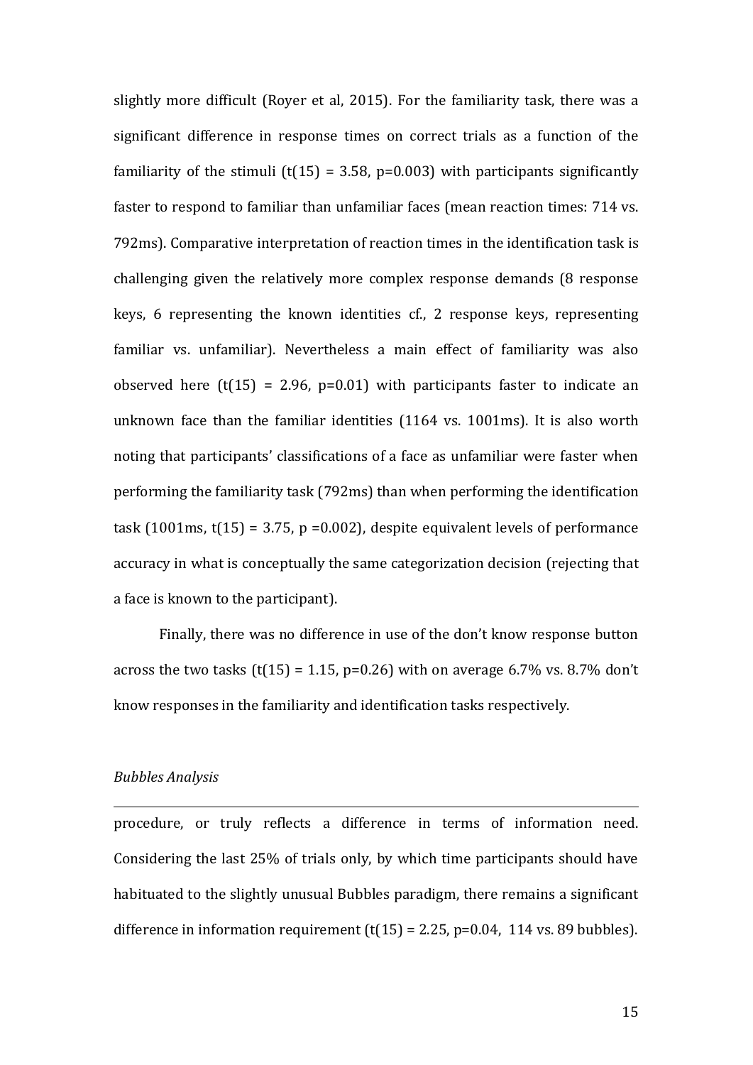slightly more difficult (Royer et al, 2015). For the familiarity task, there was a significant difference in response times on correct trials as a function of the familiarity of the stimuli ($t(15) = 3.58$, $p=0.003$) with participants significantly faster to respond to familiar than unfamiliar faces (mean reaction times: 714 vs. 792ms). Comparative interpretation of reaction times in the identification task is challenging given the relatively more complex response demands (8 response keys, 6 representing the known identities cf., 2 response keys, representing familiar vs. unfamiliar). Nevertheless a main effect of familiarity was also observed here ($t(15) = 2.96$, $p=0.01$) with participants faster to indicate an unknown face than the familiar identities (1164 vs. 1001ms). It is also worth noting that participants' classifications of a face as unfamiliar were faster when performing the familiarity task (792ms) than when performing the identification task (1001ms, $t(15) = 3.75$, $p = 0.002$), despite equivalent levels of performance accuracy in what is conceptually the same categorization decision (rejecting that a face is known to the participant).

Finally, there was no difference in use of the don't know response button across the two tasks ($t(15) = 1.15$, $p=0.26$) with on average 6.7% vs. 8.7% don't know responses in the familiarity and identification tasks respectively.

*Bubbles Analysis*

---

procedure, or truly reflects a difference in terms of information need. Considering the last 25% of trials only, by which time participants should have habituated to the slightly unusual Bubbles paradigm, there remains a significant difference in information requirement ($t(15) = 2.25$, $p=0.04$, 114 vs. 89 bubbles).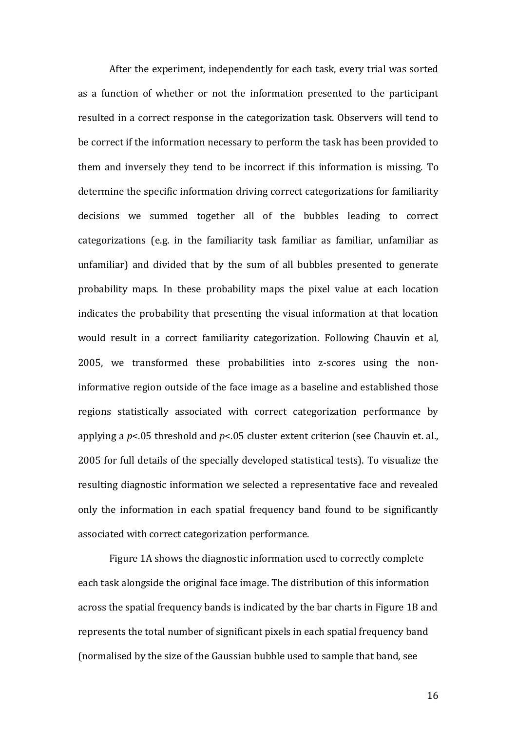After the experiment, independently for each task, every trial was sorted as a function of whether or not the information presented to the participant resulted in a correct response in the categorization task. Observers will tend to be correct if the information necessary to perform the task has been provided to them and inversely they tend to be incorrect if this information is missing. To determine the specific information driving correct categorizations for familiarity decisions we summed together all of the bubbles leading to correct categorizations (e.g. in the familiarity task familiar as familiar, unfamiliar as unfamiliar) and divided that by the sum of all bubbles presented to generate probability maps. In these probability maps the pixel value at each location indicates the probability that presenting the visual information at that location would result in a correct familiarity categorization. Following Chauvin et al, 2005, we transformed these probabilities into z-scores using the non-informative region outside of the face image as a baseline and established those regions statistically associated with correct categorization performance by applying a $p<.05$ threshold and $p<.05$ cluster extent criterion (see Chauvin et. al., 2005 for full details of the specially developed statistical tests). To visualize the resulting diagnostic information we selected a representative face and revealed only the information in each spatial frequency band found to be significantly associated with correct categorization performance.

Figure 1A shows the diagnostic information used to correctly complete each task alongside the original face image. The distribution of this information across the spatial frequency bands is indicated by the bar charts in Figure 1B and represents the total number of significant pixels in each spatial frequency band (normalised by the size of the Gaussian bubble used to sample that band, see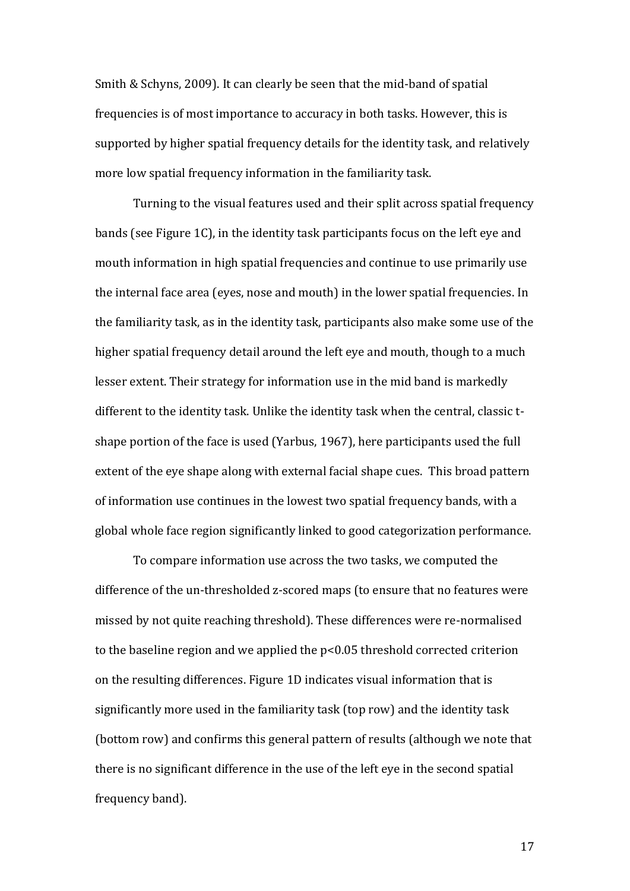Smith & Schyns, 2009). It can clearly be seen that the mid-band of spatial frequencies is of most importance to accuracy in both tasks. However, this is supported by higher spatial frequency details for the identity task, and relatively more low spatial frequency information in the familiarity task.

Turning to the visual features used and their split across spatial frequency bands (see Figure 1C), in the identity task participants focus on the left eye and mouth information in high spatial frequencies and continue to use primarily use the internal face area (eyes, nose and mouth) in the lower spatial frequencies. In the familiarity task, as in the identity task, participants also make some use of the higher spatial frequency detail around the left eye and mouth, though to a much lesser extent. Their strategy for information use in the mid band is markedly different to the identity task. Unlike the identity task when the central, classic t-shape portion of the face is used (Yarbus, 1967), here participants used the full extent of the eye shape along with external facial shape cues. This broad pattern of information use continues in the lowest two spatial frequency bands, with a global whole face region significantly linked to good categorization performance.

To compare information use across the two tasks, we computed the difference of the un-thresholded z-scored maps (to ensure that no features were missed by not quite reaching threshold). These differences were re-normalised to the baseline region and we applied the $p<0.05$ threshold corrected criterion on the resulting differences. Figure 1D indicates visual information that is significantly more used in the familiarity task (top row) and the identity task (bottom row) and confirms this general pattern of results (although we note that there is no significant difference in the use of the left eye in the second spatial frequency band).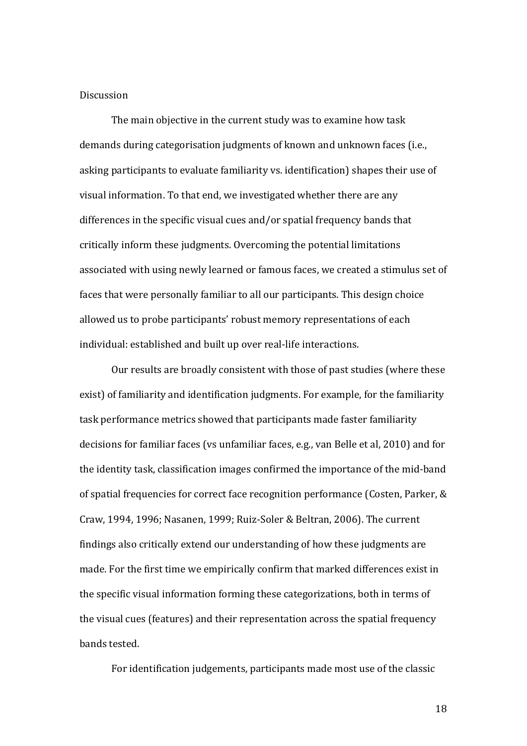## Discussion

The main objective in the current study was to examine how task demands during categorisation judgments of known and unknown faces (i.e., asking participants to evaluate familiarity vs. identification) shapes their use of visual information. To that end, we investigated whether there are any differences in the specific visual cues and/or spatial frequency bands that critically inform these judgments. Overcoming the potential limitations associated with using newly learned or famous faces, we created a stimulus set of faces that were personally familiar to all our participants. This design choice allowed us to probe participants' robust memory representations of each individual: established and built up over real-life interactions.

Our results are broadly consistent with those of past studies (where these exist) of familiarity and identification judgments. For example, for the familiarity task performance metrics showed that participants made faster familiarity decisions for familiar faces (vs unfamiliar faces, e.g., van Belle et al, 2010) and for the identity task, classification images confirmed the importance of the mid-band of spatial frequencies for correct face recognition performance (Costen, Parker, & Craw, 1994, 1996; Nasanen, 1999; Ruiz-Soler & Beltran, 2006). The current findings also critically extend our understanding of how these judgments are made. For the first time we empirically confirm that marked differences exist in the specific visual information forming these categorizations, both in terms of the visual cues (features) and their representation across the spatial frequency bands tested.

For identification judgements, participants made most use of the classic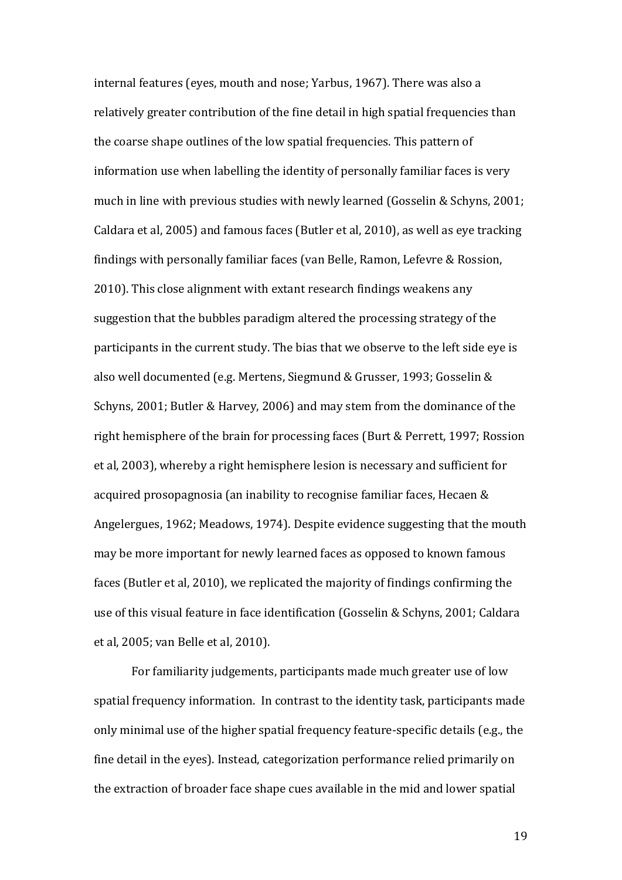internal features (eyes, mouth and nose; Yarbus, 1967). There was also a relatively greater contribution of the fine detail in high spatial frequencies than the coarse shape outlines of the low spatial frequencies. This pattern of information use when labelling the identity of personally familiar faces is very much in line with previous studies with newly learned (Gosselin & Schyns, 2001; Caldara et al, 2005) and famous faces (Butler et al, 2010), as well as eye tracking findings with personally familiar faces (van Belle, Ramon, Lefevre & Rossion, 2010). This close alignment with extant research findings weakens any suggestion that the bubbles paradigm altered the processing strategy of the participants in the current study. The bias that we observe to the left side eye is also well documented (e.g. Mertens, Siegmund & Grusser, 1993; Gosselin & Schyns, 2001; Butler & Harvey, 2006) and may stem from the dominance of the right hemisphere of the brain for processing faces (Burt & Perrett, 1997; Rossion et al, 2003), whereby a right hemisphere lesion is necessary and sufficient for acquired prosopagnosia (an inability to recognise familiar faces, Hecaen & Angelergues, 1962; Meadows, 1974). Despite evidence suggesting that the mouth may be more important for newly learned faces as opposed to known famous faces (Butler et al, 2010), we replicated the majority of findings confirming the use of this visual feature in face identification (Gosselin & Schyns, 2001; Caldara et al, 2005; van Belle et al, 2010).

For familiarity judgements, participants made much greater use of low spatial frequency information. In contrast to the identity task, participants made only minimal use of the higher spatial frequency feature-specific details (e.g., the fine detail in the eyes). Instead, categorization performance relied primarily on the extraction of broader face shape cues available in the mid and lower spatial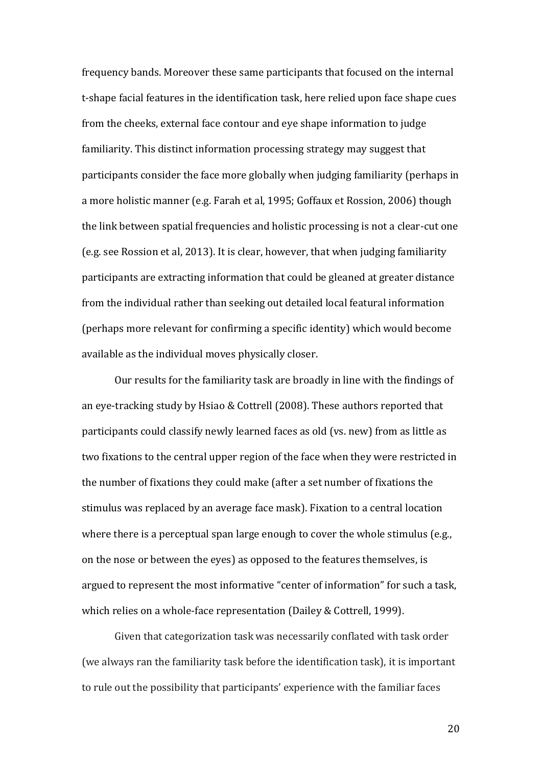frequency bands. Moreover these same participants that focused on the internal t-shape facial features in the identification task, here relied upon face shape cues from the cheeks, external face contour and eye shape information to judge familiarity. This distinct information processing strategy may suggest that participants consider the face more globally when judging familiarity (perhaps in a more holistic manner (e.g. Farah et al, 1995; Goffaux et Rossion, 2006) though the link between spatial frequencies and holistic processing is not a clear-cut one (e.g. see Rossion et al, 2013). It is clear, however, that when judging familiarity participants are extracting information that could be gleaned at greater distance from the individual rather than seeking out detailed local featural information (perhaps more relevant for confirming a specific identity) which would become available as the individual moves physically closer.

Our results for the familiarity task are broadly in line with the findings of an eye-tracking study by Hsiao & Cottrell (2008). These authors reported that participants could classify newly learned faces as old (vs. new) from as little as two fixations to the central upper region of the face when they were restricted in the number of fixations they could make (after a set number of fixations the stimulus was replaced by an average face mask). Fixation to a central location where there is a perceptual span large enough to cover the whole stimulus (e.g., on the nose or between the eyes) as opposed to the features themselves, is argued to represent the most informative "center of information" for such a task, which relies on a whole-face representation (Dailey & Cottrell, 1999).

Given that categorization task was necessarily conflated with task order (we always ran the familiarity task before the identification task), it is important to rule out the possibility that participants' experience with the familiar faces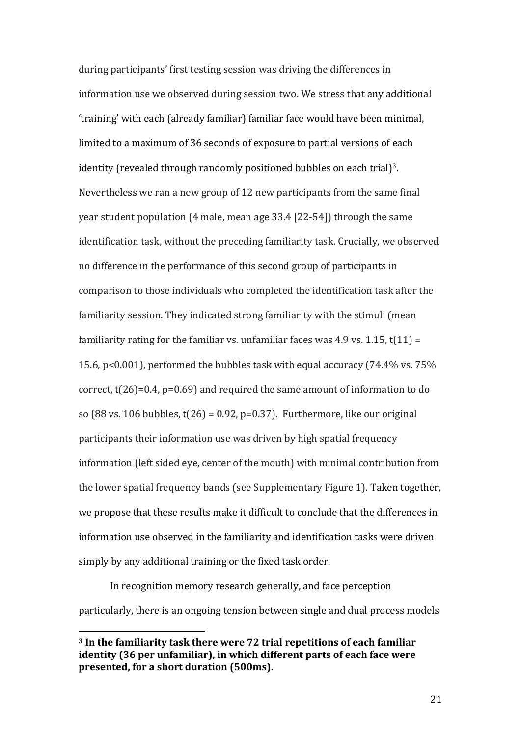during participants' first testing session was driving the differences in information use we observed during session two. We stress that any additional 'training' with each (already familiar) familiar face would have been minimal, limited to a maximum of 36 seconds of exposure to partial versions of each identity (revealed through randomly positioned bubbles on each trial)[3]. Nevertheless we ran a new group of 12 new participants from the same final year student population (4 male, mean age 33.4 [22-54]) through the same identification task, without the preceding familiarity task. Crucially, we observed no difference in the performance of this second group of participants in comparison to those individuals who completed the identification task after the familiarity session. They indicated strong familiarity with the stimuli (mean familiarity rating for the familiar vs. unfamiliar faces was 4.9 vs. 1.15, $t(11) = 15.6$, $p<0.001$), performed the bubbles task with equal accuracy (74.4% vs. 75% correct, $t(26)=0.4$, $p=0.69$) and required the same amount of information to do so (88 vs. 106 bubbles, $t(26) = 0.92$, $p=0.37$). Furthermore, like our original participants their information use was driven by high spatial frequency information (left sided eye, center of the mouth) with minimal contribution from the lower spatial frequency bands (see Supplementary Figure 1). Taken together, we propose that these results make it difficult to conclude that the differences in information use observed in the familiarity and identification tasks were driven simply by any additional training or the fixed task order.

In recognition memory research generally, and face perception particularly, there is an ongoing tension between single and dual process models

---

**[3] In the familiarity task there were 72 trial repetitions of each familiar identity (36 per unfamiliar), in which different parts of each face were presented, for a short duration (500ms).**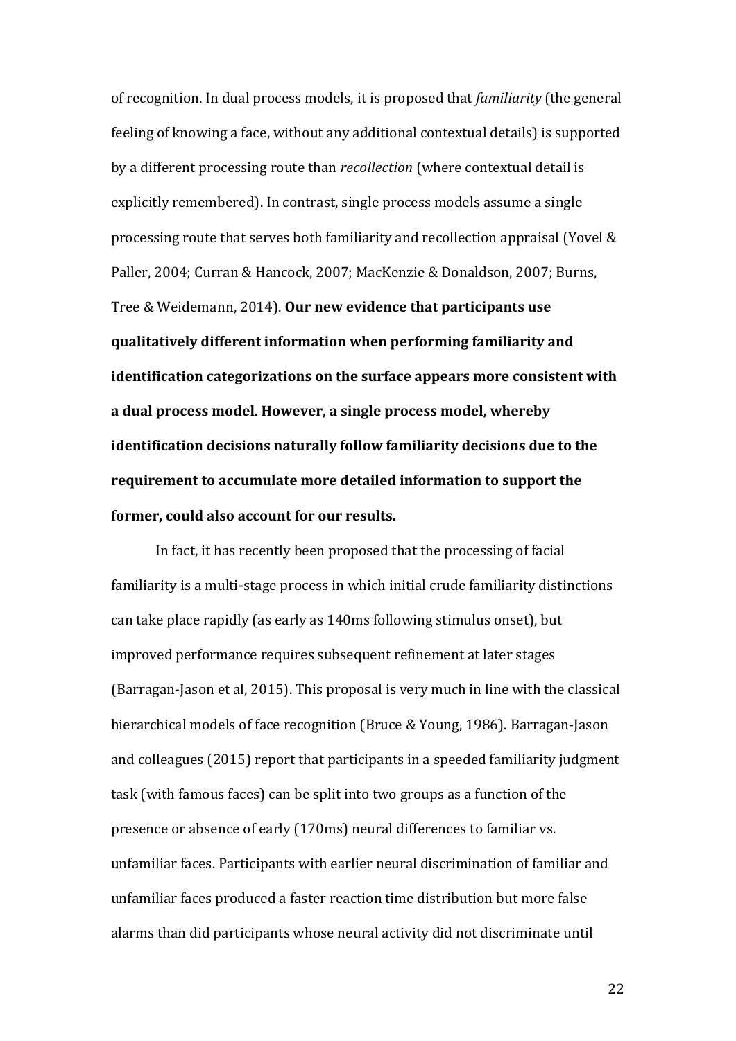of recognition. In dual process models, it is proposed that *familiarity* (the general feeling of knowing a face, without any additional contextual details) is supported by a different processing route than *recollection* (where contextual detail is explicitly remembered). In contrast, single process models assume a single processing route that serves both familiarity and recollection appraisal (Yovel & Paller, 2004; Curran & Hancock, 2007; MacKenzie & Donaldson, 2007; Burns, Tree & Weidemann, 2014). **Our new evidence that participants use qualitatively different information when performing familiarity and identification categorizations on the surface appears more consistent with a dual process model. However, a single process model, whereby identification decisions naturally follow familiarity decisions due to the requirement to accumulate more detailed information to support the former, could also account for our results.**

In fact, it has recently been proposed that the processing of facial familiarity is a multi-stage process in which initial crude familiarity distinctions can take place rapidly (as early as 140ms following stimulus onset), but improved performance requires subsequent refinement at later stages (Barragan-Jason et al, 2015). This proposal is very much in line with the classical hierarchical models of face recognition (Bruce & Young, 1986). Barragan-Jason and colleagues (2015) report that participants in a speeded familiarity judgment task (with famous faces) can be split into two groups as a function of the presence or absence of early (170ms) neural differences to familiar vs. unfamiliar faces. Participants with earlier neural discrimination of familiar and unfamiliar faces produced a faster reaction time distribution but more false alarms than did participants whose neural activity did not discriminate until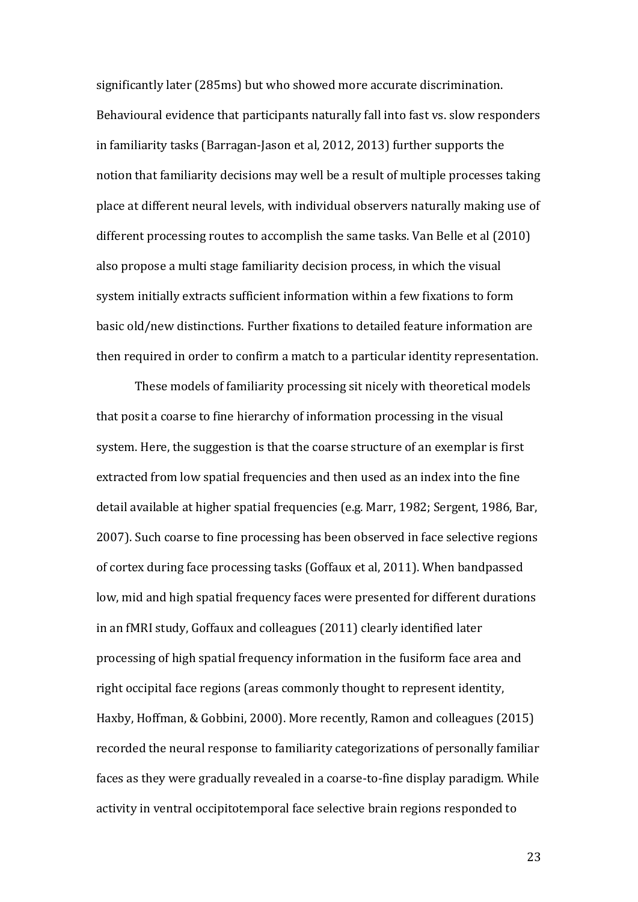significantly later (285ms) but who showed more accurate discrimination. Behavioural evidence that participants naturally fall into fast vs. slow responders in familiarity tasks (Barragan-Jason et al, 2012, 2013) further supports the notion that familiarity decisions may well be a result of multiple processes taking place at different neural levels, with individual observers naturally making use of different processing routes to accomplish the same tasks. Van Belle et al (2010) also propose a multi stage familiarity decision process, in which the visual system initially extracts sufficient information within a few fixations to form basic old/new distinctions. Further fixations to detailed feature information are then required in order to confirm a match to a particular identity representation.

These models of familiarity processing sit nicely with theoretical models that posit a coarse to fine hierarchy of information processing in the visual system. Here, the suggestion is that the coarse structure of an exemplar is first extracted from low spatial frequencies and then used as an index into the fine detail available at higher spatial frequencies (e.g. Marr, 1982; Sergent, 1986, Bar, 2007). Such coarse to fine processing has been observed in face selective regions of cortex during face processing tasks (Goffaux et al, 2011). When bandpassed low, mid and high spatial frequency faces were presented for different durations in an fMRI study, Goffaux and colleagues (2011) clearly identified later processing of high spatial frequency information in the fusiform face area and right occipital face regions (areas commonly thought to represent identity, Haxby, Hoffman, & Gobbini, 2000). More recently, Ramon and colleagues (2015) recorded the neural response to familiarity categorizations of personally familiar faces as they were gradually revealed in a coarse-to-fine display paradigm. While activity in ventral occipitotemporal face selective brain regions responded to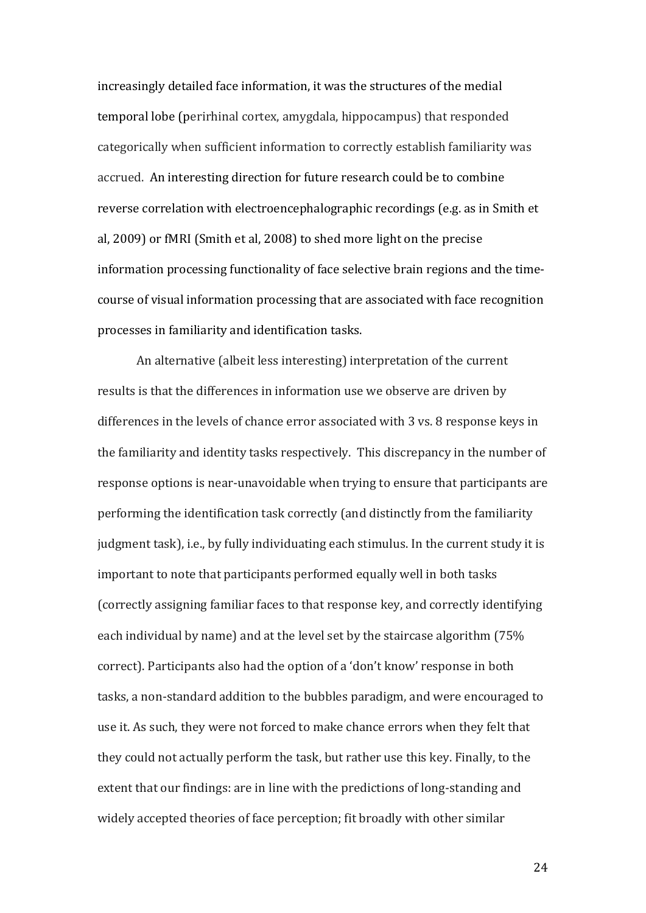increasingly detailed face information, it was the structures of the medial temporal lobe (perirhinal cortex, amygdala, hippocampus) that responded categorically when sufficient information to correctly establish familiarity was accrued. An interesting direction for future research could be to combine reverse correlation with electroencephalographic recordings (e.g. as in Smith et al, 2009) or fMRI (Smith et al, 2008) to shed more light on the precise information processing functionality of face selective brain regions and the time-course of visual information processing that are associated with face recognition processes in familiarity and identification tasks.

An alternative (albeit less interesting) interpretation of the current results is that the differences in information use we observe are driven by differences in the levels of chance error associated with 3 vs. 8 response keys in the familiarity and identity tasks respectively. This discrepancy in the number of response options is near-unavoidable when trying to ensure that participants are performing the identification task correctly (and distinctly from the familiarity judgment task), i.e., by fully individuating each stimulus. In the current study it is important to note that participants performed equally well in both tasks (correctly assigning familiar faces to that response key, and correctly identifying each individual by name) and at the level set by the staircase algorithm (75% correct). Participants also had the option of a 'don't know' response in both tasks, a non-standard addition to the bubbles paradigm, and were encouraged to use it. As such, they were not forced to make chance errors when they felt that they could not actually perform the task, but rather use this key. Finally, to the extent that our findings: are in line with the predictions of long-standing and widely accepted theories of face perception; fit broadly with other similar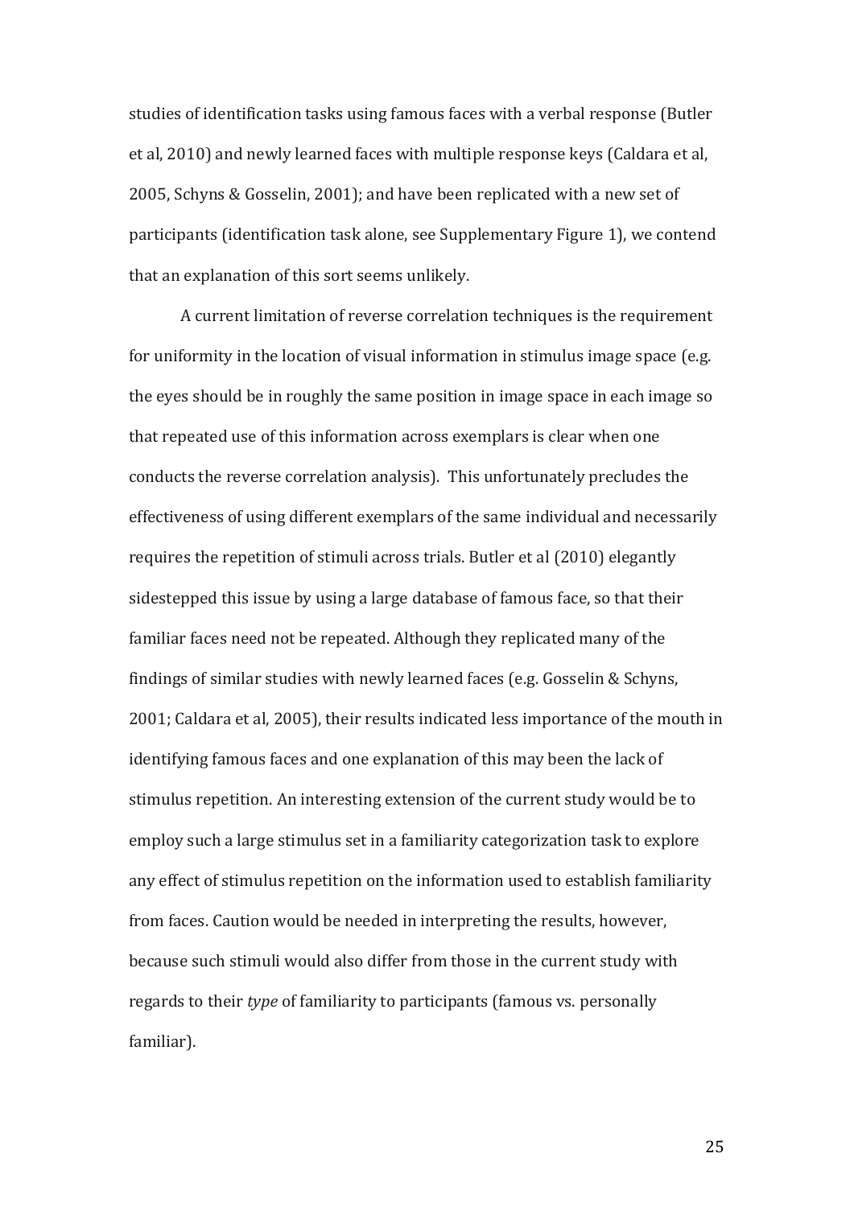studies of identification tasks using famous faces with a verbal response (Butler et al, 2010) and newly learned faces with multiple response keys (Caldara et al, 2005, Schyns & Gosselin, 2001); and have been replicated with a new set of participants (identification task alone, see Supplementary Figure 1), we contend that an explanation of this sort seems unlikely.

A current limitation of reverse correlation techniques is the requirement for uniformity in the location of visual information in stimulus image space (e.g. the eyes should be in roughly the same position in image space in each image so that repeated use of this information across exemplars is clear when one conducts the reverse correlation analysis). This unfortunately precludes the effectiveness of using different exemplars of the same individual and necessarily requires the repetition of stimuli across trials. Butler et al (2010) elegantly sidestepped this issue by using a large database of famous face, so that their familiar faces need not be repeated. Although they replicated many of the findings of similar studies with newly learned faces (e.g. Gosselin & Schyns, 2001; Caldara et al, 2005), their results indicated less importance of the mouth in identifying famous faces and one explanation of this may been the lack of stimulus repetition. An interesting extension of the current study would be to employ such a large stimulus set in a familiarity categorization task to explore any effect of stimulus repetition on the information used to establish familiarity from faces. Caution would be needed in interpreting the results, however, because such stimuli would also differ from those in the current study with regards to their *type* of familiarity to participants (famous vs. personally familiar).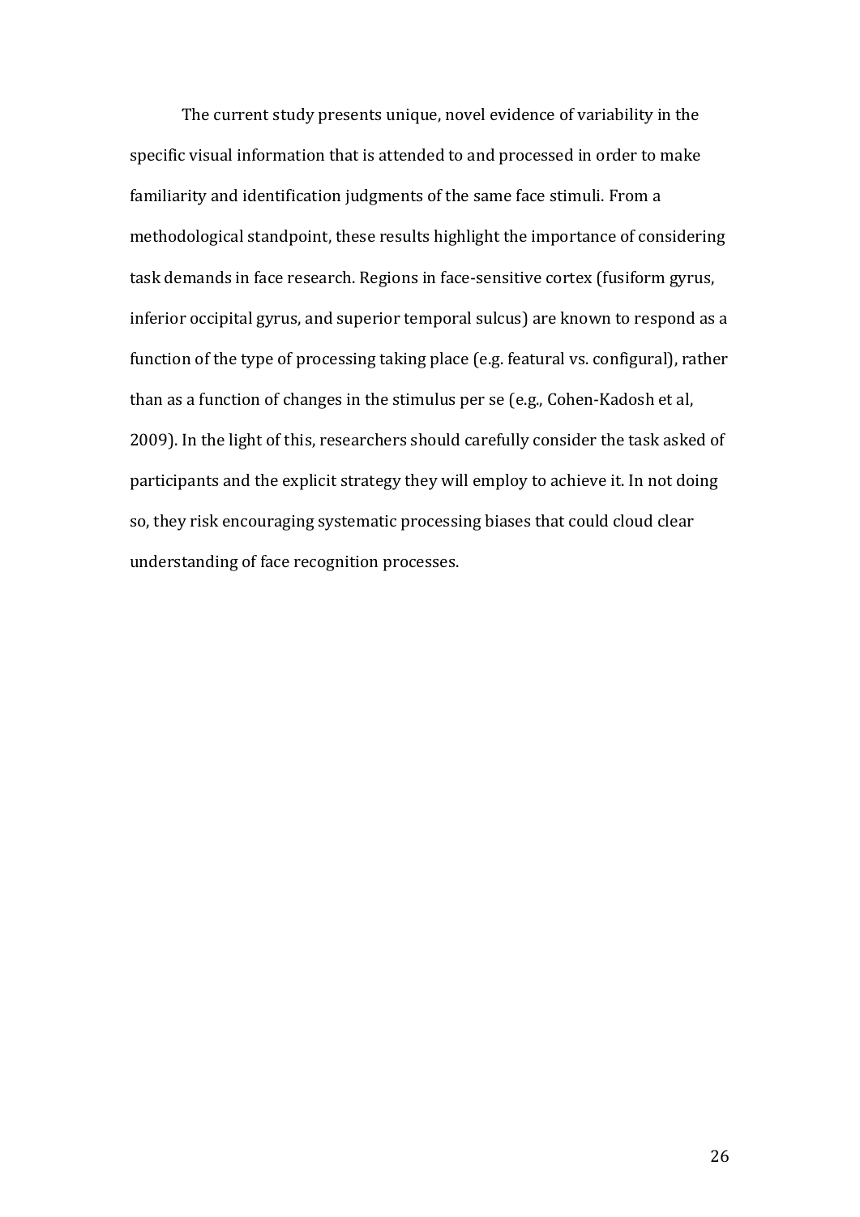The current study presents unique, novel evidence of variability in the specific visual information that is attended to and processed in order to make familiarity and identification judgments of the same face stimuli. From a methodological standpoint, these results highlight the importance of considering task demands in face research. Regions in face-sensitive cortex (fusiform gyrus, inferior occipital gyrus, and superior temporal sulcus) are known to respond as a function of the type of processing taking place (e.g. featural vs. configural), rather than as a function of changes in the stimulus per se (e.g., Cohen-Kadosh et al, 2009). In the light of this, researchers should carefully consider the task asked of participants and the explicit strategy they will employ to achieve it. In not doing so, they risk encouraging systematic processing biases that could cloud clear understanding of face recognition processes.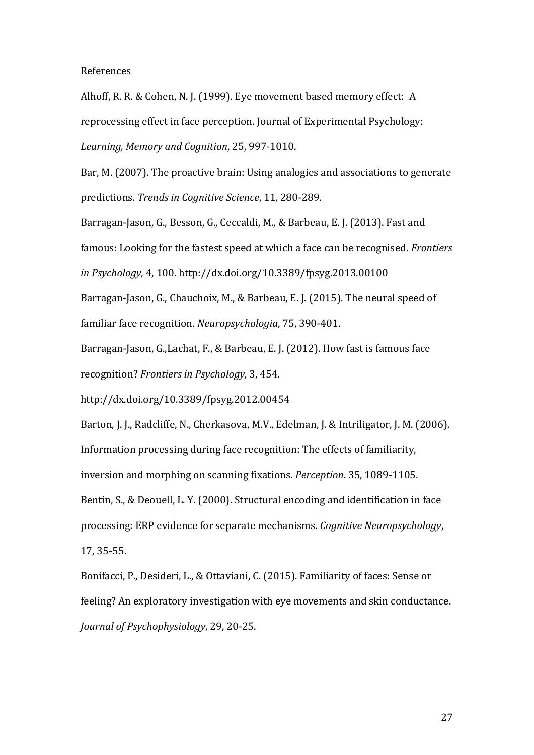References

Alhoff, R. R. & Cohen, N. J. (1999). Eye movement based memory effect: A reprocessing effect in face perception. Journal of Experimental Psychology: *Learning, Memory and Cognition*, 25, 997-1010.

Bar, M. (2007). The proactive brain: Using analogies and associations to generate predictions*. Trends in Cognitive Science*, 11, 280-289.

Barragan-Jason, G., Besson, G., Ceccaldi, M., & Barbeau, E. J. (2013). Fast and famous: Looking for the fastest speed at which a face can be recognised. *Frontiers in Psychology*, 4, 100. http://dx.doi.org/10.3389/fpsyg.2013.00100

Barragan-Jason, G., Chauchoix, M., & Barbeau, E. J. (2015). The neural speed of familiar face recognition. *Neuropsychologia*, 75, 390-401.

Barragan-Jason, G.,Lachat, F., & Barbeau, E. J. (2012). How fast is famous face recognition? *Frontiers in Psychology,* 3, 454. http://dx.doi.org/10.3389/fpsyg.2012.00454

Barton, J. J., Radcliffe, N., Cherkasova, M.V., Edelman, J. & Intriligator, J. M. (2006). Information processing during face recognition: The effects of familiarity, inversion and morphing on scanning fixations. *Perception*. 35, 1089-1105.

Bentin, S., & Deouell, L. Y. (2000). Structural encoding and identification in face processing: ERP evidence for separate mechanisms. *Cognitive Neuropsychology*, 17, 35-55.

Bonifacci, P., Desideri, L., & Ottaviani, C. (2015). Familiarity of faces: Sense or feeling? An exploratory investigation with eye movements and skin conductance. *Journal of Psychophysiology*, 29, 20-25.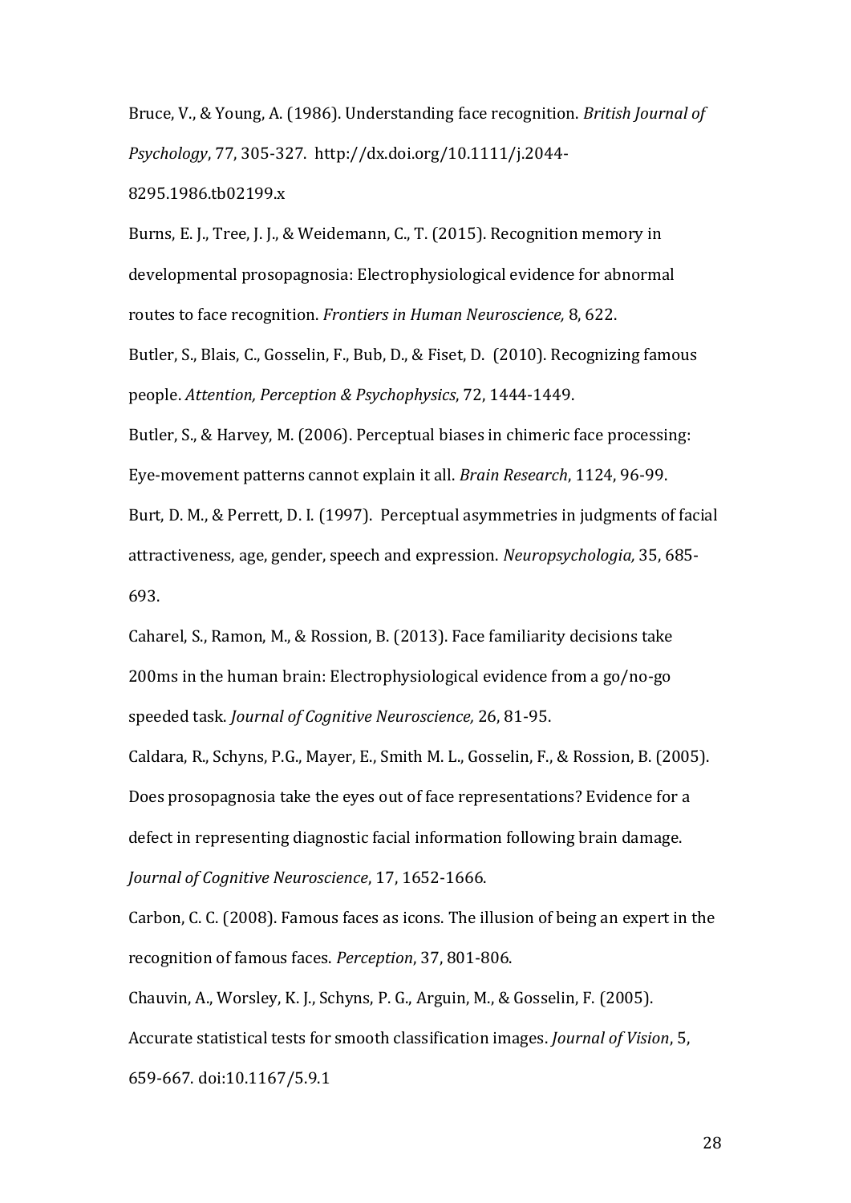Bruce, V., & Young, A. (1986). Understanding face recognition. *British Journal of Psychology*, 77, 305-327. http://dx.doi.org/10.1111/j.2044-8295.1986.tb02199.x

Burns, E. J., Tree, J. J., & Weidemann, C., T. (2015). Recognition memory in developmental prosopagnosia: Electrophysiological evidence for abnormal routes to face recognition. *Frontiers in Human Neuroscience,* 8, 622.

Butler, S., Blais, C., Gosselin, F., Bub, D., & Fiset, D. (2010). Recognizing famous people. *Attention, Perception & Psychophysics*, 72, 1444-1449.

Butler, S., & Harvey, M. (2006). Perceptual biases in chimeric face processing: Eye-movement patterns cannot explain it all. *Brain Research*, 1124, 96-99.

Burt, D. M., & Perrett, D. I. (1997). Perceptual asymmetries in judgments of facial attractiveness, age, gender, speech and expression. *Neuropsychologia,* 35, 685-693.

Caharel, S., Ramon, M., & Rossion, B. (2013). Face familiarity decisions take 200ms in the human brain: Electrophysiological evidence from a go/no-go speeded task. *Journal of Cognitive Neuroscience,* 26, 81-95.

Caldara, R., Schyns, P.G., Mayer, E., Smith M. L., Gosselin, F., & Rossion, B. (2005). Does prosopagnosia take the eyes out of face representations? Evidence for a defect in representing diagnostic facial information following brain damage. *Journal of Cognitive Neuroscience*, 17, 1652-1666.

Carbon, C. C. (2008). Famous faces as icons. The illusion of being an expert in the recognition of famous faces. *Perception*, 37, 801-806.

Chauvin, A., Worsley, K. J., Schyns, P. G., Arguin, M., & Gosselin, F. (2005). Accurate statistical tests for smooth classification images. *Journal of Vision*, 5, 659-667. doi:10.1167/5.9.1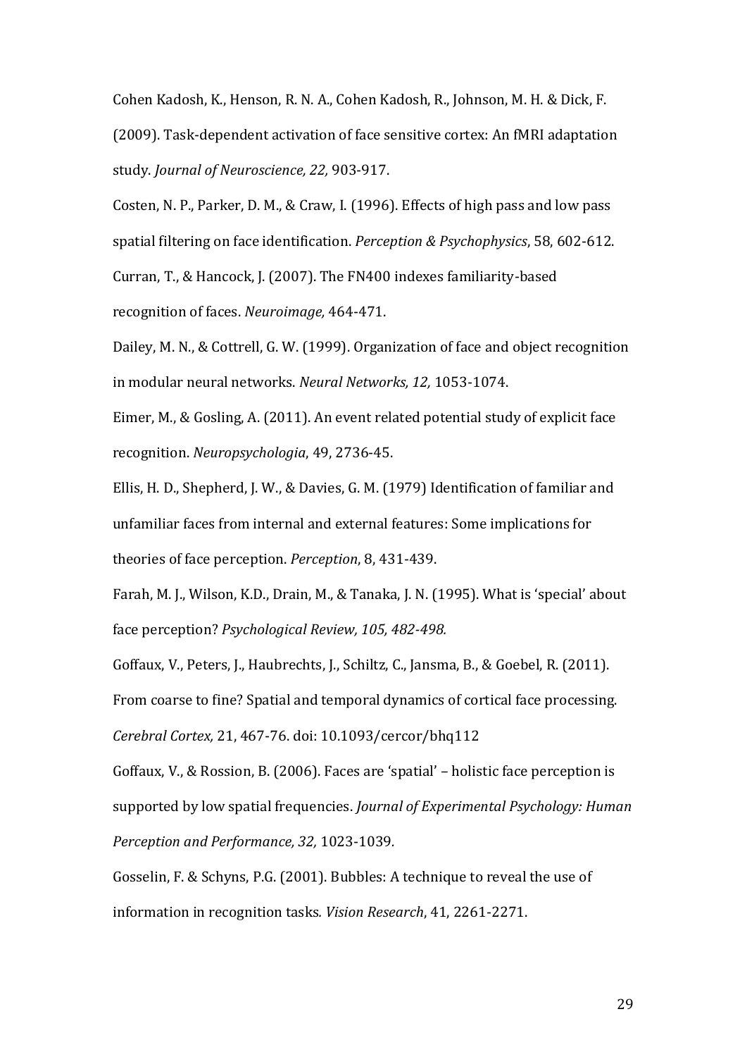Cohen Kadosh, K., Henson, R. N. A., Cohen Kadosh, R., Johnson, M. H. & Dick, F. (2009). Task-dependent activation of face sensitive cortex: An fMRI adaptation study. *Journal of Neuroscience, 22,* 903-917.

Costen, N. P., Parker, D. M., & Craw, I. (1996). Effects of high pass and low pass spatial filtering on face identification. *Perception & Psychophysics*, 58, 602-612.

Curran, T., & Hancock, J. (2007). The FN400 indexes familiarity-based recognition of faces. *Neuroimage,* 464-471.

Dailey, M. N., & Cottrell, G. W. (1999). Organization of face and object recognition in modular neural networks. *Neural Networks, 12,* 1053-1074.

Eimer, M., & Gosling, A. (2011). An event related potential study of explicit face recognition. *Neuropsychologia*, 49, 2736-45.

Ellis, H. D., Shepherd, J. W., & Davies, G. M. (1979) Identification of familiar and unfamiliar faces from internal and external features: Some implications for theories of face perception. *Perception*, 8, 431-439.

Farah, M. J., Wilson, K.D., Drain, M., & Tanaka, J. N. (1995). What is 'special' about face perception? *Psychological Review, 105, 482-498.*

Goffaux, V., Peters, J., Haubrechts, J., Schiltz, C., Jansma, B., & Goebel, R. (2011). From coarse to fine? Spatial and temporal dynamics of cortical face processing. *Cerebral Cortex,* 21, 467-76. doi: 10.1093/cercor/bhq112

Goffaux, V., & Rossion, B. (2006). Faces are 'spatial' – holistic face perception is supported by low spatial frequencies. *Journal of Experimental Psychology: Human Perception and Performance, 32,* 1023-1039.

Gosselin, F. & Schyns, P.G. (2001). Bubbles: A technique to reveal the use of information in recognition tasks*. Vision Research*, 41, 2261-2271.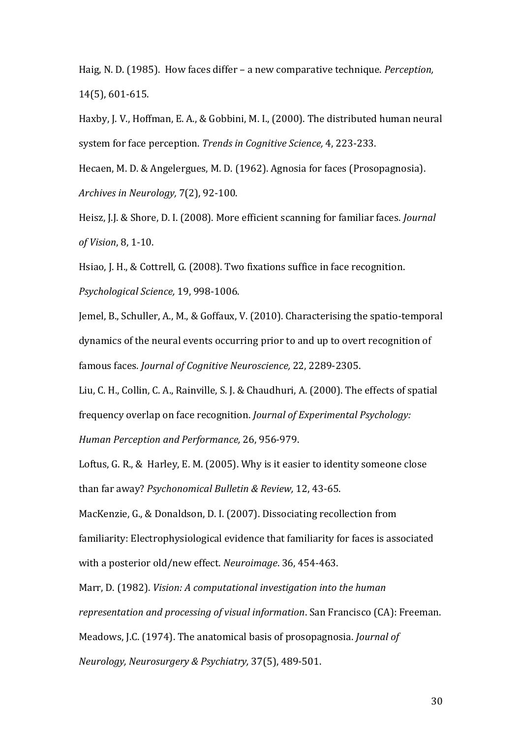Haig, N. D. (1985). How faces differ – a new comparative technique. *Perception,* 14(5), 601-615.

Haxby, J. V., Hoffman, E. A., & Gobbini, M. I., (2000). The distributed human neural system for face perception. *Trends in Cognitive Science,* 4, 223-233.

Hecaen, M. D. & Angelergues, M. D. (1962). Agnosia for faces (Prosopagnosia). *Archives in Neurology,* 7(2), 92-100.

Heisz, J.J. & Shore, D. I. (2008). More efficient scanning for familiar faces. *Journal of Vision*, 8, 1-10.

Hsiao, J. H., & Cottrell, G. (2008). Two fixations suffice in face recognition. *Psychological Science,* 19, 998-1006.

Jemel, B., Schuller, A., M., & Goffaux, V. (2010). Characterising the spatio-temporal dynamics of the neural events occurring prior to and up to overt recognition of famous faces. *Journal of Cognitive Neuroscience,* 22, 2289-2305.

Liu, C. H., Collin, C. A., Rainville, S. J. & Chaudhuri, A. (2000). The effects of spatial frequency overlap on face recognition. *Journal of Experimental Psychology: Human Perception and Performance,* 26, 956-979.

Loftus, G. R., & Harley, E. M. (2005). Why is it easier to identity someone close than far away? *Psychonomical Bulletin & Review,* 12, 43-65.

MacKenzie, G., & Donaldson, D. I. (2007). Dissociating recollection from familiarity: Electrophysiological evidence that familiarity for faces is associated with a posterior old/new effect. *Neuroimage*. 36, 454-463.

Marr, D. (1982). *Vision: A computational investigation into the human representation and processing of visual information*. San Francisco (CA): Freeman.

Meadows, J.C. (1974). The anatomical basis of prosopagnosia. *Journal of Neurology, Neurosurgery & Psychiatry,* 37(5), 489-501.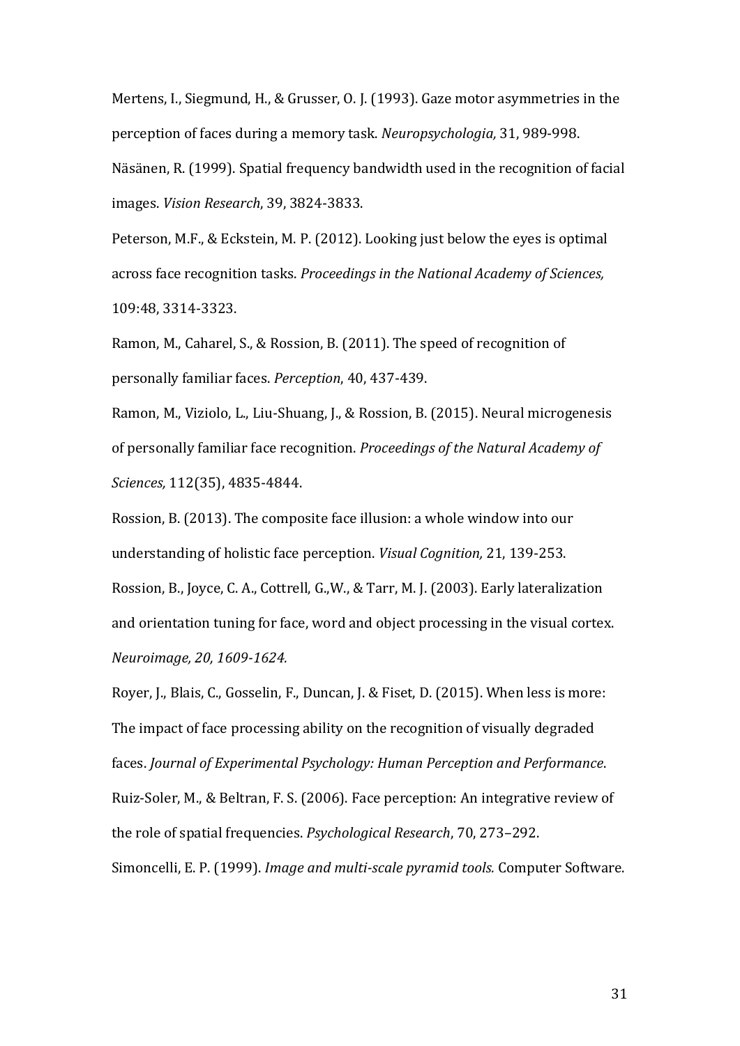Mertens, I., Siegmund, H., & Grusser, O. J. (1993). Gaze motor asymmetries in the perception of faces during a memory task. *Neuropsychologia,* 31, 989-998.

Näsänen, R. (1999). Spatial frequency bandwidth used in the recognition of facial images. *Vision Research*, 39, 3824-3833.

Peterson, M.F., & Eckstein, M. P. (2012). Looking just below the eyes is optimal across face recognition tasks. *Proceedings in the National Academy of Sciences,* 109:48, 3314-3323.

Ramon, M., Caharel, S., & Rossion, B. (2011). The speed of recognition of personally familiar faces. *Perception*, 40, 437-439.

Ramon, M., Viziolo, L., Liu-Shuang, J., & Rossion, B. (2015). Neural microgenesis of personally familiar face recognition. *Proceedings of the Natural Academy of Sciences,* 112(35), 4835-4844.

Rossion, B. (2013). The composite face illusion: a whole window into our understanding of holistic face perception. *Visual Cognition,* 21, 139-253.

Rossion, B., Joyce, C. A., Cottrell, G.,W., & Tarr, M. J. (2003). Early lateralization and orientation tuning for face, word and object processing in the visual cortex. *Neuroimage, 20, 1609-1624.*

Royer, J., Blais, C., Gosselin, F., Duncan, J. & Fiset, D. (2015). When less is more: The impact of face processing ability on the recognition of visually degraded faces. *Journal of Experimental Psychology: Human Perception and Performance*.

Ruiz-Soler, M., & Beltran, F. S. (2006). Face perception: An integrative review of the role of spatial frequencies. *Psychological Research*, 70, 273–292.

Simoncelli, E. P. (1999). *Image and multi-scale pyramid tools.* Computer Software.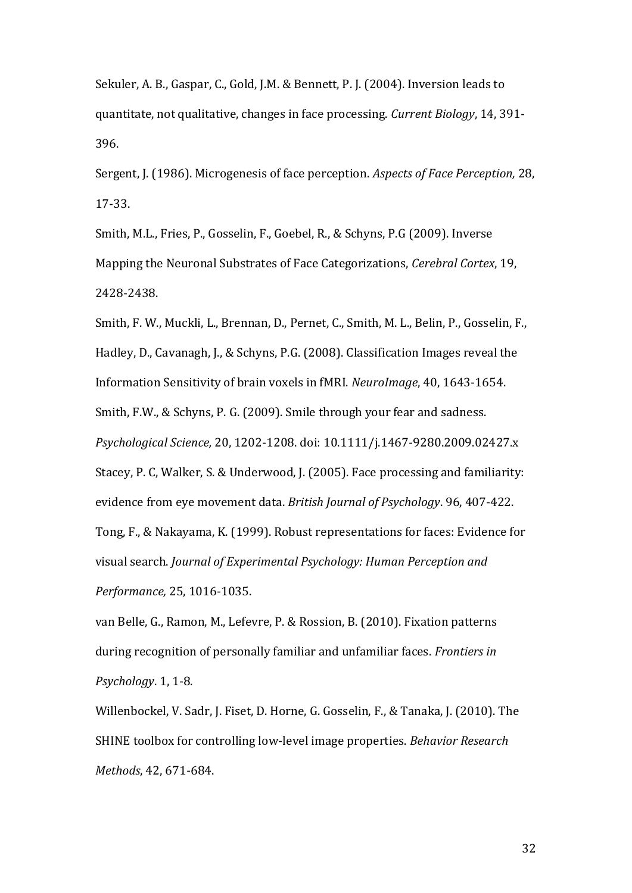Sekuler, A. B., Gaspar, C., Gold, J.M. & Bennett, P. J. (2004). Inversion leads to quantitate, not qualitative, changes in face processing. *Current Biology*, 14, 391-396.

Sergent, J. (1986). Microgenesis of face perception. *Aspects of Face Perception,* 28, 17-33.

Smith, M.L., Fries, P., Gosselin, F., Goebel, R., & Schyns, P.G (2009). Inverse Mapping the Neuronal Substrates of Face Categorizations, *Cerebral Cortex*, 19, 2428-2438.

Smith, F. W., Muckli, L., Brennan, D., Pernet, C., Smith, M. L., Belin, P., Gosselin, F., Hadley, D., Cavanagh, J., & Schyns, P.G. (2008). Classification Images reveal the Information Sensitivity of brain voxels in fMRI. *NeuroImage*, 40, 1643-1654.

Smith, F.W., & Schyns, P. G. (2009). Smile through your fear and sadness. *Psychological Science,* 20, 1202-1208. doi: 10.1111/j.1467-9280.2009.02427.x

Stacey, P. C, Walker, S. & Underwood, J. (2005). Face processing and familiarity: evidence from eye movement data. *British Journal of Psychology*. 96, 407-422.

Tong, F., & Nakayama, K. (1999). Robust representations for faces: Evidence for visual search. *Journal of Experimental Psychology: Human Perception and Performance,* 25, 1016-1035.

van Belle, G., Ramon, M., Lefevre, P. & Rossion, B. (2010). Fixation patterns during recognition of personally familiar and unfamiliar faces. *Frontiers in Psychology*. 1, 1-8.

Willenbockel, V. Sadr, J. Fiset, D. Horne, G. Gosselin, F., & Tanaka, J. (2010). The SHINE toolbox for controlling low-level image properties. *Behavior Research Methods*, 42, 671-684.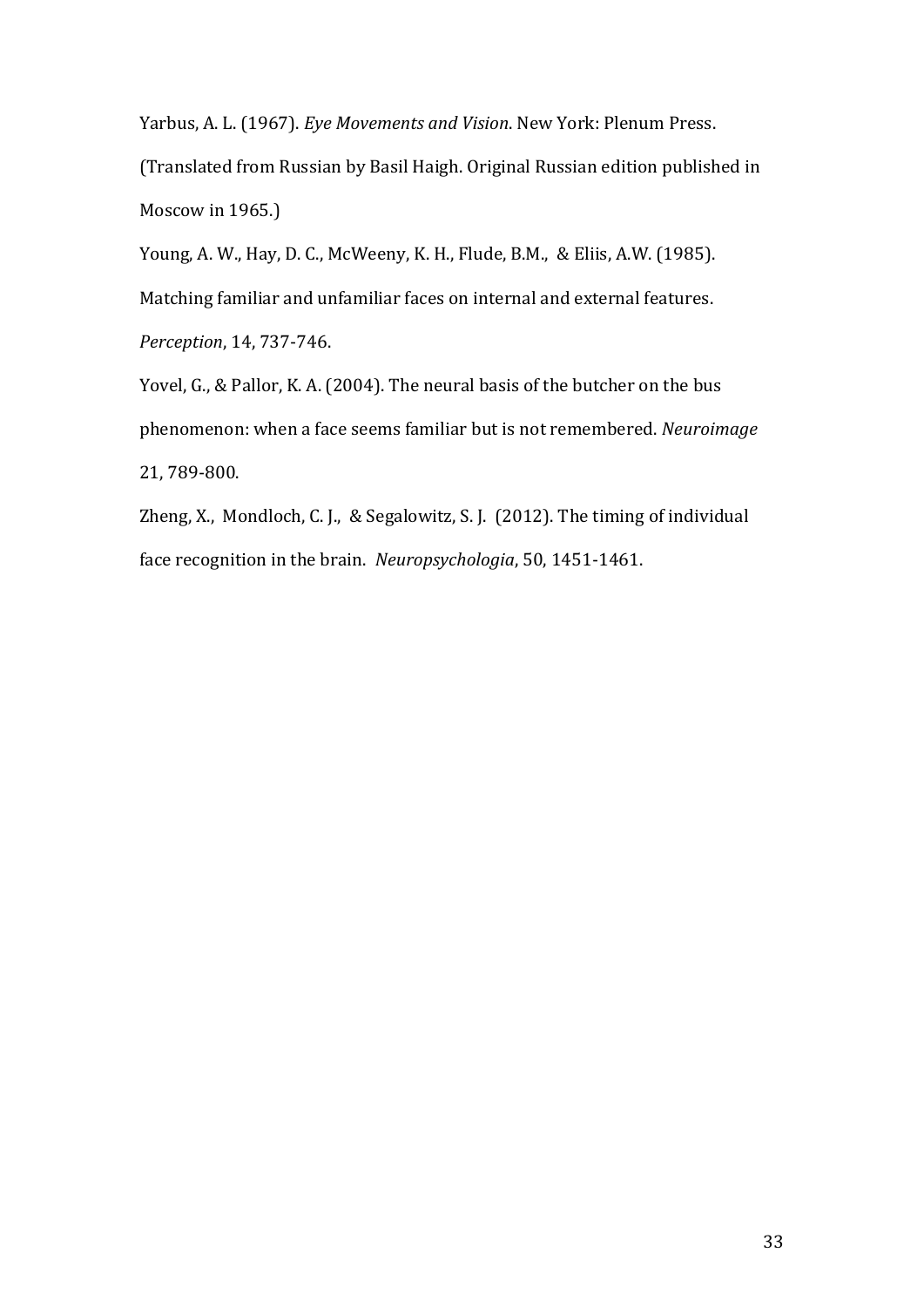Yarbus, A. L. (1967). *Eye Movements and Vision*. New York: Plenum Press. (Translated from Russian by Basil Haigh. Original Russian edition published in Moscow in 1965.)

Young, A. W., Hay, D. C., McWeeny, K. H., Flude, B.M., & Eliis, A.W. (1985). Matching familiar and unfamiliar faces on internal and external features. *Perception*, 14, 737-746.

Yovel, G., & Pallor, K. A. (2004). The neural basis of the butcher on the bus phenomenon: when a face seems familiar but is not remembered. *Neuroimage* 21, 789-800.

Zheng, X., Mondloch, C. J., & Segalowitz, S. J. (2012). The timing of individual face recognition in the brain. *Neuropsychologia*, 50, 1451-1461.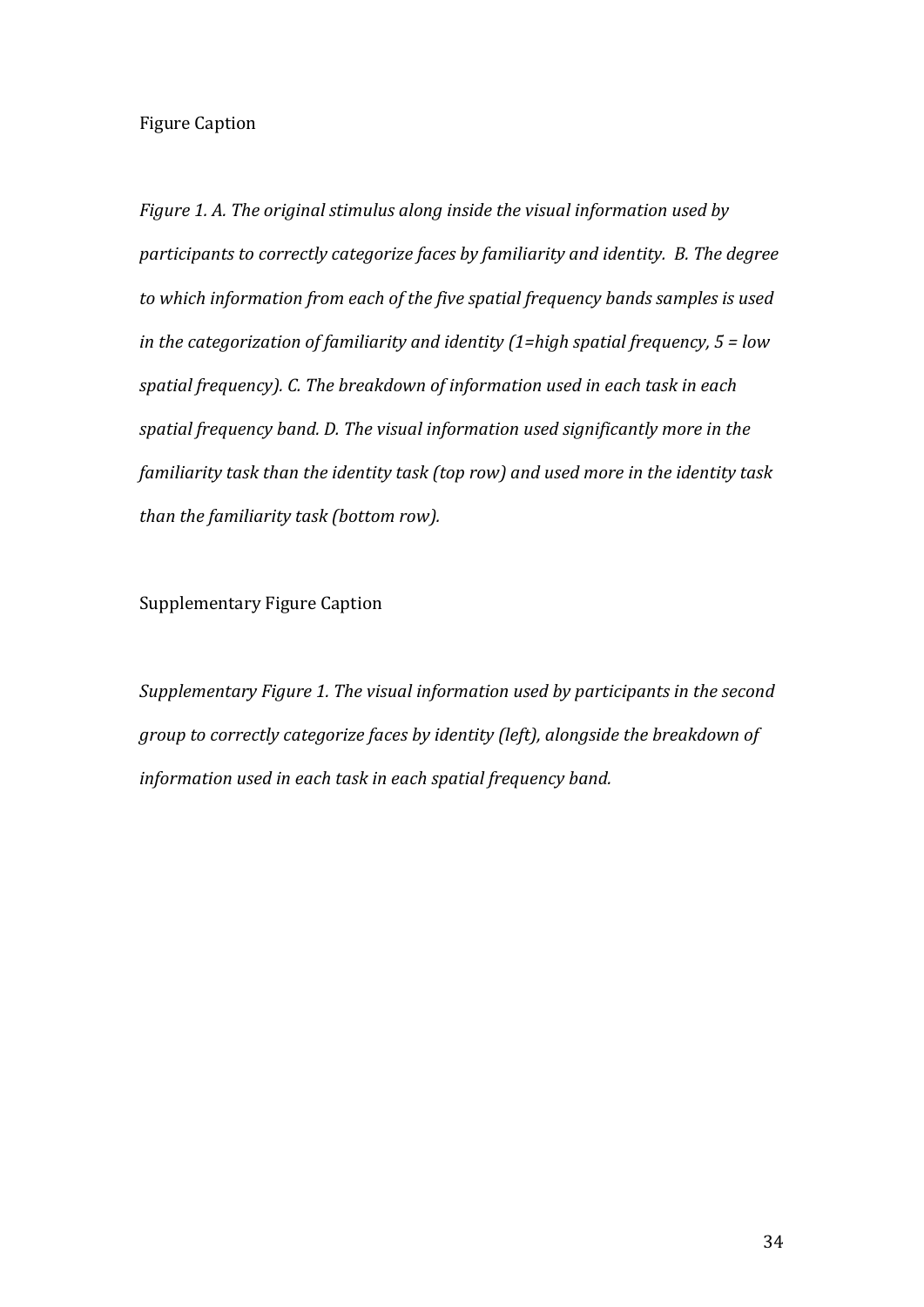Figure Caption

*Figure 1. A. The original stimulus along inside the visual information used by participants to correctly categorize faces by familiarity and identity. B. The degree to which information from each of the five spatial frequency bands samples is used in the categorization of familiarity and identity (1=high spatial frequency, 5 = low spatial frequency). C. The breakdown of information used in each task in each spatial frequency band. D. The visual information used significantly more in the familiarity task than the identity task (top row) and used more in the identity task than the familiarity task (bottom row).*

Supplementary Figure Caption

*Supplementary Figure 1. The visual information used by participants in the second group to correctly categorize faces by identity (left), alongside the breakdown of information used in each task in each spatial frequency band.*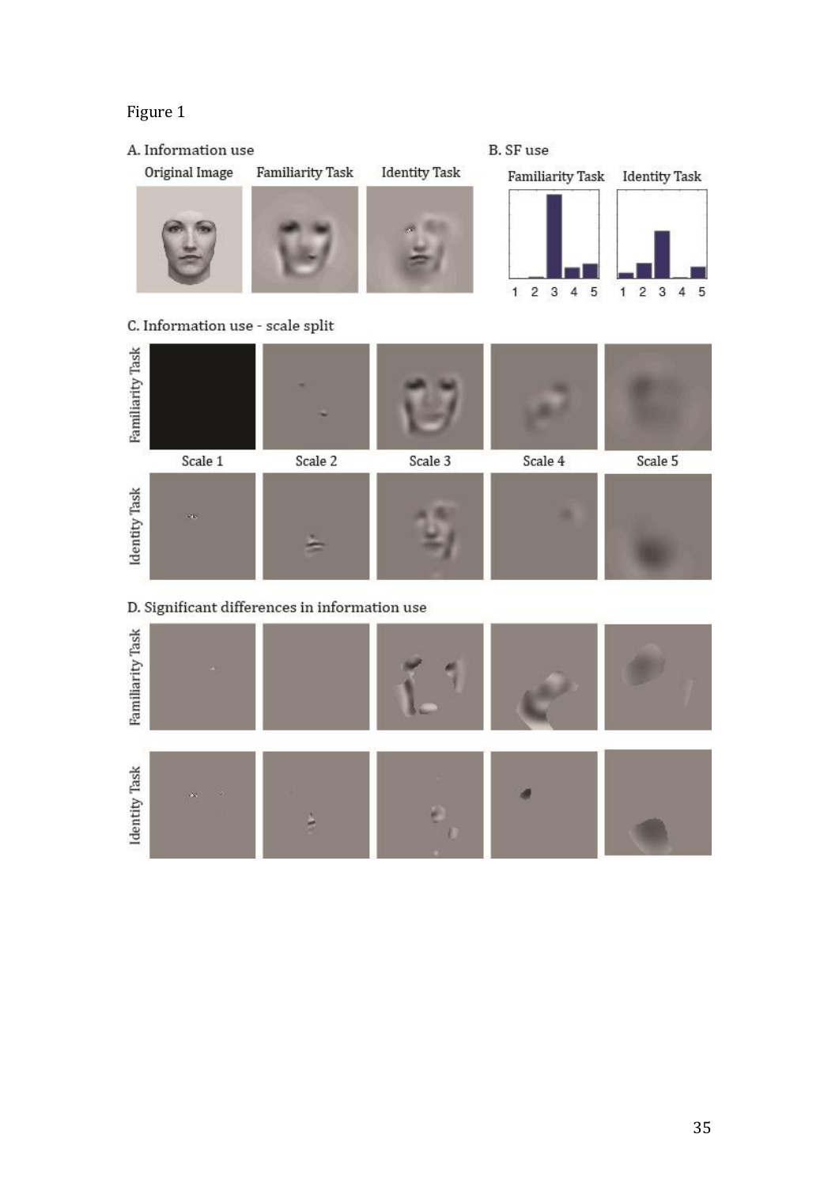Figure 1

A. Information use

Original Image | Familiarity Task | Identity Task

B. SF use

Familiarity Task | Identity Task

C. Information use - scale split

Familiarity Task

Scale 1 | Scale 2 | Scale 3 | Scale 4 | Scale 5

Identity Task

D. Significant differences in information use

Familiarity Task

Identity Task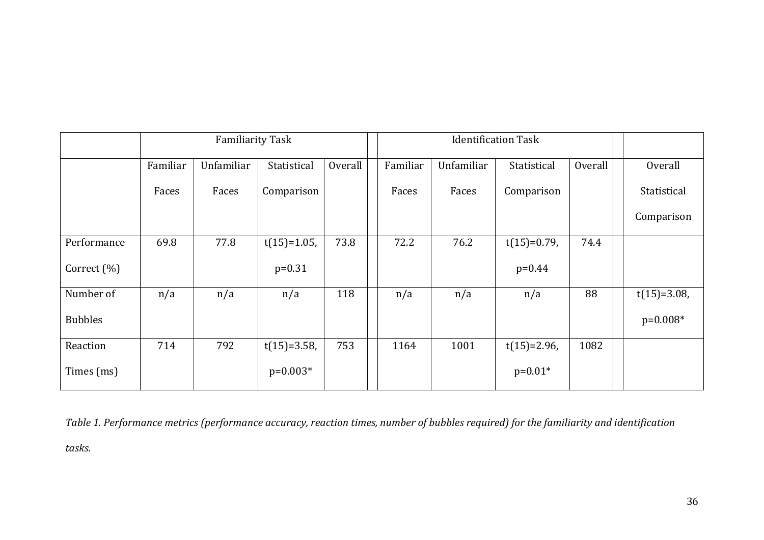| | Familiarity Task | | | | | Identification Task | | | | | |
|---|---|---|---|---|---|---|---|---|---|---|---|
| | Familiar Faces | Unfamiliar Faces | Statistical Comparison | Overall | | Familiar Faces | Unfamiliar Faces | Statistical Comparison | Overall | | Overall Statistical Comparison |
| Performance Correct (%) | 69.8 | 77.8 | $t(15)=1.05$, $p=0.31$ | 73.8 | | 72.2 | 76.2 | $t(15)=0.79$, $p=0.44$ | 74.4 | | |
| Number of Bubbles | n/a | n/a | n/a | 118 | | n/a | n/a | n/a | 88 | | $t(15)=3.08$, $p=0.008$* |
| Reaction Times (ms) | 714 | 792 | $t(15)=3.58$, $p=0.003$* | 753 | | 1164 | 1001 | $t(15)=2.96$, $p=0.01$* | 1082 | | |

*Table 1. Performance metrics (performance accuracy, reaction times, number of bubbles required) for the familiarity and identification tasks.*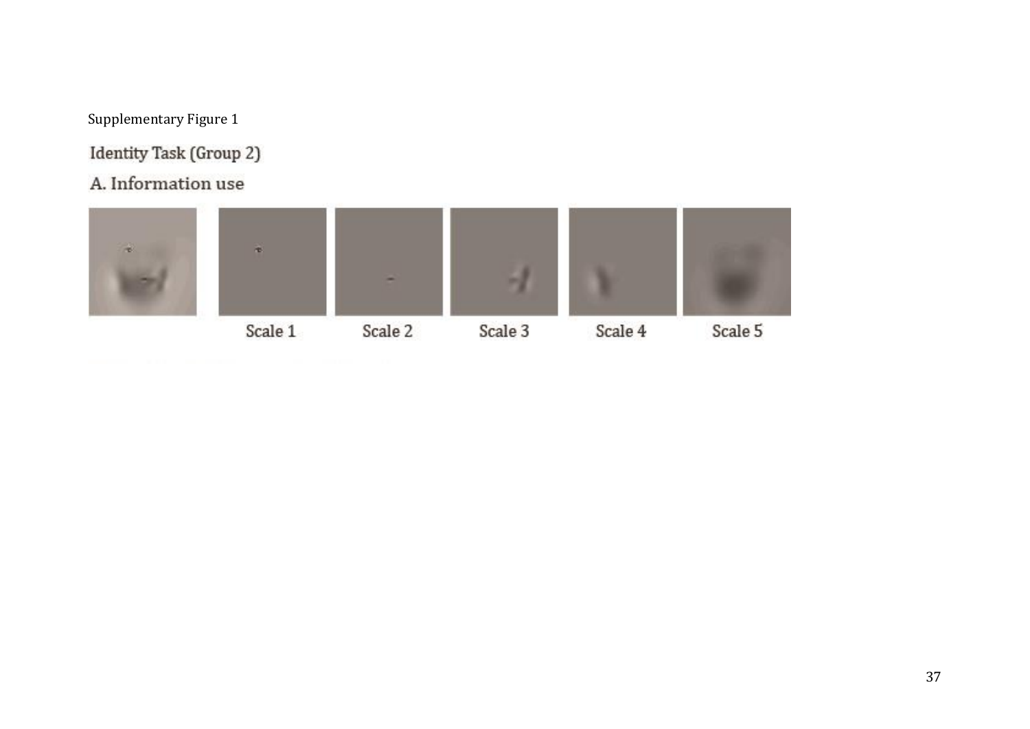Supplementary Figure 1

Identity Task (Group 2)

A. Information use

Scale 1

Scale 2

Scale 3

Scale 4

Scale 5